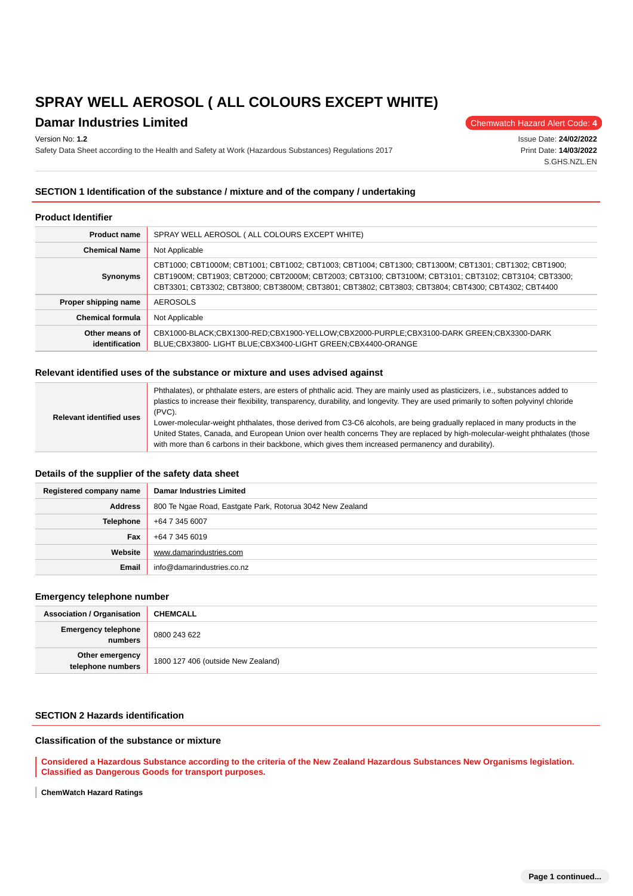# SPRAY WELL AEROSOL ( ALL COLOURS EXCEPT WHITE)

## Damar Industries Limited

Chemwatch Hazard Alert Code: **4**

Version No: **1.2**
Safety Data Sheet according to the Health and Safety at Work (Hazardous Substances) Regulations 2017

Issue Date: **24/02/2022**
Print Date: **14/03/2022**
S.GHS.NZL.EN

## SECTION 1 Identification of the substance / mixture and of the company / undertaking

### Product Identifier

| | |
|---|---|
| **Product name** | SPRAY WELL AEROSOL ( ALL COLOURS EXCEPT WHITE) |
| **Chemical Name** | Not Applicable |
| **Synonyms** | CBT1000; CBT1000M; CBT1001; CBT1002; CBT1003; CBT1004; CBT1300; CBT1300M; CBT1301; CBT1302; CBT1900; CBT1900M; CBT1903; CBT2000; CBT2000M; CBT2003; CBT3100; CBT3100M; CBT3101; CBT3102; CBT3104; CBT3300; CBT3301; CBT3302; CBT3800; CBT3800M; CBT3801; CBT3802; CBT3803; CBT3804; CBT4300; CBT4302; CBT4400 |
| **Proper shipping name** | AEROSOLS |
| **Chemical formula** | Not Applicable |
| **Other means of identification** | CBX1000-BLACK;CBX1300-RED;CBX1900-YELLOW;CBX2000-PURPLE;CBX3100-DARK GREEN;CBX3300-DARK BLUE;CBX3800- LIGHT BLUE;CBX3400-LIGHT GREEN;CBX4400-ORANGE |

### Relevant identified uses of the substance or mixture and uses advised against

| | |
|---|---|
| **Relevant identified uses** | Phthalates), or phthalate esters, are esters of phthalic acid. They are mainly used as plasticizers, i.e., substances added to plastics to increase their flexibility, transparency, durability, and longevity. They are used primarily to soften polyvinyl chloride (PVC).<br>Lower-molecular-weight phthalates, those derived from C3-C6 alcohols, are being gradually replaced in many products in the United States, Canada, and European Union over health concerns They are replaced by high-molecular-weight phthalates (those with more than 6 carbons in their backbone, which gives them increased permanency and durability). |

### Details of the supplier of the safety data sheet

| | |
|---|---|
| **Registered company name** | **Damar Industries Limited** |
| **Address** | 800 Te Ngae Road, Eastgate Park, Rotorua 3042 New Zealand |
| **Telephone** | +64 7 345 6007 |
| **Fax** | +64 7 345 6019 |
| **Website** | www.damarindustries.com |
| **Email** | info@damarindustries.co.nz |

### Emergency telephone number

| | |
|---|---|
| **Association / Organisation** | **CHEMCALL** |
| **Emergency telephone numbers** | 0800 243 622 |
| **Other emergency telephone numbers** | 1800 127 406 (outside New Zealand) |

## SECTION 2 Hazards identification

### Classification of the substance or mixture

**Considered a Hazardous Substance according to the criteria of the New Zealand Hazardous Substances New Organisms legislation. Classified as Dangerous Goods for transport purposes.**

**ChemWatch Hazard Ratings**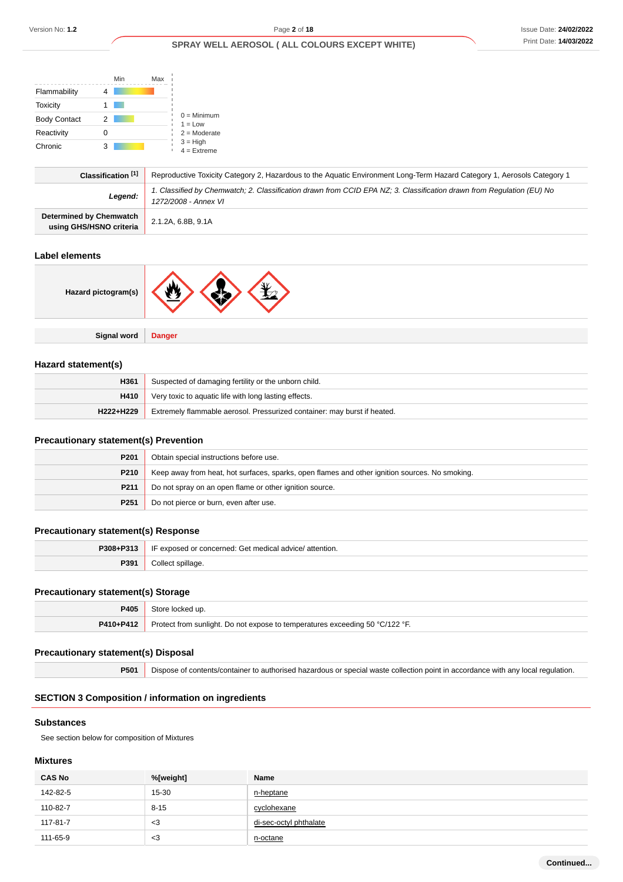| | | Min Max |
|---|---|---|
| Flammability | 4 | |
| Toxicity | 1 | |
| Body Contact | 2 | |
| Reactivity | 0 | |
| Chronic | 3 | |

0 = Minimum
1 = Low
2 = Moderate
3 = High
4 = Extreme

| | |
|---|---|
| **Classification [1]** | Reproductive Toxicity Category 2, Hazardous to the Aquatic Environment Long-Term Hazard Category 1, Aerosols Category 1 |
| ***Legend:*** | *1. Classified by Chemwatch; 2. Classification drawn from CCID EPA NZ; 3. Classification drawn from Regulation (EU) No 1272/2008 - Annex VI* |
| **Determined by Chemwatch using GHS/HSNO criteria** | 2.1.2A, 6.8B, 9.1A |

### Label elements

| | |
|---|---|
| **Hazard pictogram(s)** | |
| **Signal word** | **Danger** |

### Hazard statement(s)

| | |
|---|---|
| **H361** | Suspected of damaging fertility or the unborn child. |
| **H410** | Very toxic to aquatic life with long lasting effects. |
| **H222+H229** | Extremely flammable aerosol. Pressurized container: may burst if heated. |

### Precautionary statement(s) Prevention

| | |
|---|---|
| **P201** | Obtain special instructions before use. |
| **P210** | Keep away from heat, hot surfaces, sparks, open flames and other ignition sources. No smoking. |
| **P211** | Do not spray on an open flame or other ignition source. |
| **P251** | Do not pierce or burn, even after use. |

### Precautionary statement(s) Response

| | |
|---|---|
| **P308+P313** | IF exposed or concerned: Get medical advice/ attention. |
| **P391** | Collect spillage. |

### Precautionary statement(s) Storage

| | |
|---|---|
| **P405** | Store locked up. |
| **P410+P412** | Protect from sunlight. Do not expose to temperatures exceeding 50 °C/122 °F. |

### Precautionary statement(s) Disposal

| | |
|---|---|
| **P501** | Dispose of contents/container to authorised hazardous or special waste collection point in accordance with any local regulation. |

## SECTION 3 Composition / information on ingredients

### Substances

See section below for composition of Mixtures

### Mixtures

| CAS No | %[weight] | Name |
|---|---|---|
| 142-82-5 | 15-30 | n-heptane |
| 110-82-7 | 8-15 | cyclohexane |
| 117-81-7 | <3 | di-sec-octyl phthalate |
| 111-65-9 | <3 | n-octane |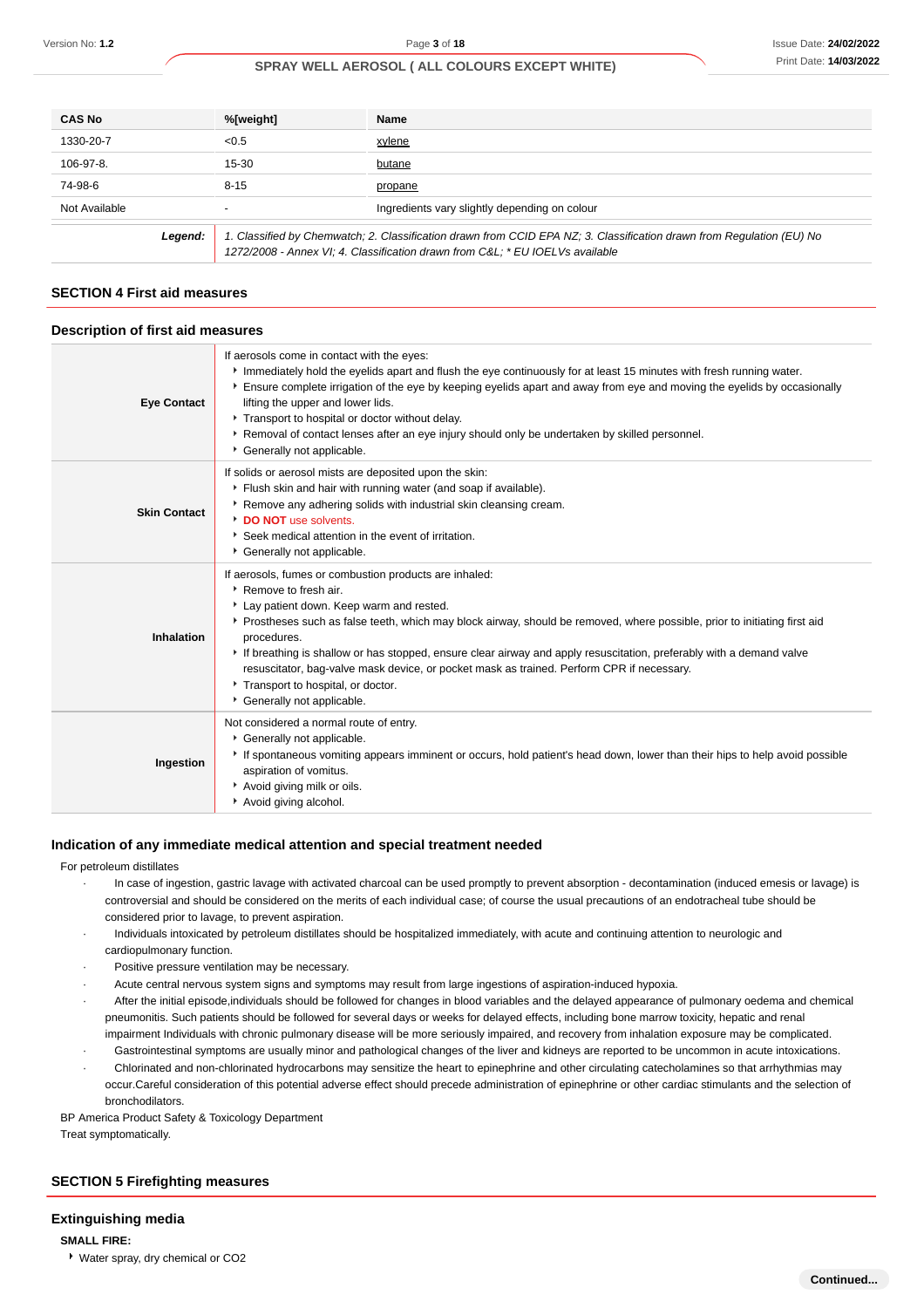| CAS No | %[weight] | Name |
|---|---|---|
| 1330-20-7 | <0.5 | xylene |
| 106-97-8. | 15-30 | butane |
| 74-98-6 | 8-15 | propane |
| Not Available | - | Ingredients vary slightly depending on colour |

| | |
|---|---|
| ***Legend:*** | *1. Classified by Chemwatch; 2. Classification drawn from CCID EPA NZ; 3. Classification drawn from Regulation (EU) No 1272/2008 - Annex VI; 4. Classification drawn from C&L; \* EU IOELVs available* |

## SECTION 4 First aid measures

### Description of first aid measures

| | |
|---|---|
| **Eye Contact** | If aerosols come in contact with the eyes:<br>▸ Immediately hold the eyelids apart and flush the eye continuously for at least 15 minutes with fresh running water.<br>▸ Ensure complete irrigation of the eye by keeping eyelids apart and away from eye and moving the eyelids by occasionally lifting the upper and lower lids.<br>▸ Transport to hospital or doctor without delay.<br>▸ Removal of contact lenses after an eye injury should only be undertaken by skilled personnel.<br>▸ Generally not applicable. |
| **Skin Contact** | If solids or aerosol mists are deposited upon the skin:<br>▸ Flush skin and hair with running water (and soap if available).<br>▸ Remove any adhering solids with industrial skin cleansing cream.<br>▸ **DO NOT** use solvents.<br>▸ Seek medical attention in the event of irritation.<br>▸ Generally not applicable. |
| **Inhalation** | If aerosols, fumes or combustion products are inhaled:<br>▸ Remove to fresh air.<br>▸ Lay patient down. Keep warm and rested.<br>▸ Prostheses such as false teeth, which may block airway, should be removed, where possible, prior to initiating first aid procedures.<br>▸ If breathing is shallow or has stopped, ensure clear airway and apply resuscitation, preferably with a demand valve resuscitator, bag-valve mask device, or pocket mask as trained. Perform CPR if necessary.<br>▸ Transport to hospital, or doctor.<br>▸ Generally not applicable. |
| **Ingestion** | Not considered a normal route of entry.<br>▸ Generally not applicable.<br>▸ If spontaneous vomiting appears imminent or occurs, hold patient's head down, lower than their hips to help avoid possible aspiration of vomitus.<br>▸ Avoid giving milk or oils.<br>▸ Avoid giving alcohol. |

### Indication of any immediate medical attention and special treatment needed

For petroleum distillates

- In case of ingestion, gastric lavage with activated charcoal can be used promptly to prevent absorption - decontamination (induced emesis or lavage) is controversial and should be considered on the merits of each individual case; of course the usual precautions of an endotracheal tube should be considered prior to lavage, to prevent aspiration.
- Individuals intoxicated by petroleum distillates should be hospitalized immediately, with acute and continuing attention to neurologic and cardiopulmonary function.
- Positive pressure ventilation may be necessary.
- Acute central nervous system signs and symptoms may result from large ingestions of aspiration-induced hypoxia.
- After the initial episode,individuals should be followed for changes in blood variables and the delayed appearance of pulmonary oedema and chemical pneumonitis. Such patients should be followed for several days or weeks for delayed effects, including bone marrow toxicity, hepatic and renal impairment Individuals with chronic pulmonary disease will be more seriously impaired, and recovery from inhalation exposure may be complicated.
- Gastrointestinal symptoms are usually minor and pathological changes of the liver and kidneys are reported to be uncommon in acute intoxications.
- Chlorinated and non-chlorinated hydrocarbons may sensitize the heart to epinephrine and other circulating catecholamines so that arrhythmias may occur.Careful consideration of this potential adverse effect should precede administration of epinephrine or other cardiac stimulants and the selection of bronchodilators.

BP America Product Safety & Toxicology Department

Treat symptomatically.

## SECTION 5 Firefighting measures

### Extinguishing media

**SMALL FIRE:**

▸ Water spray, dry chemical or CO2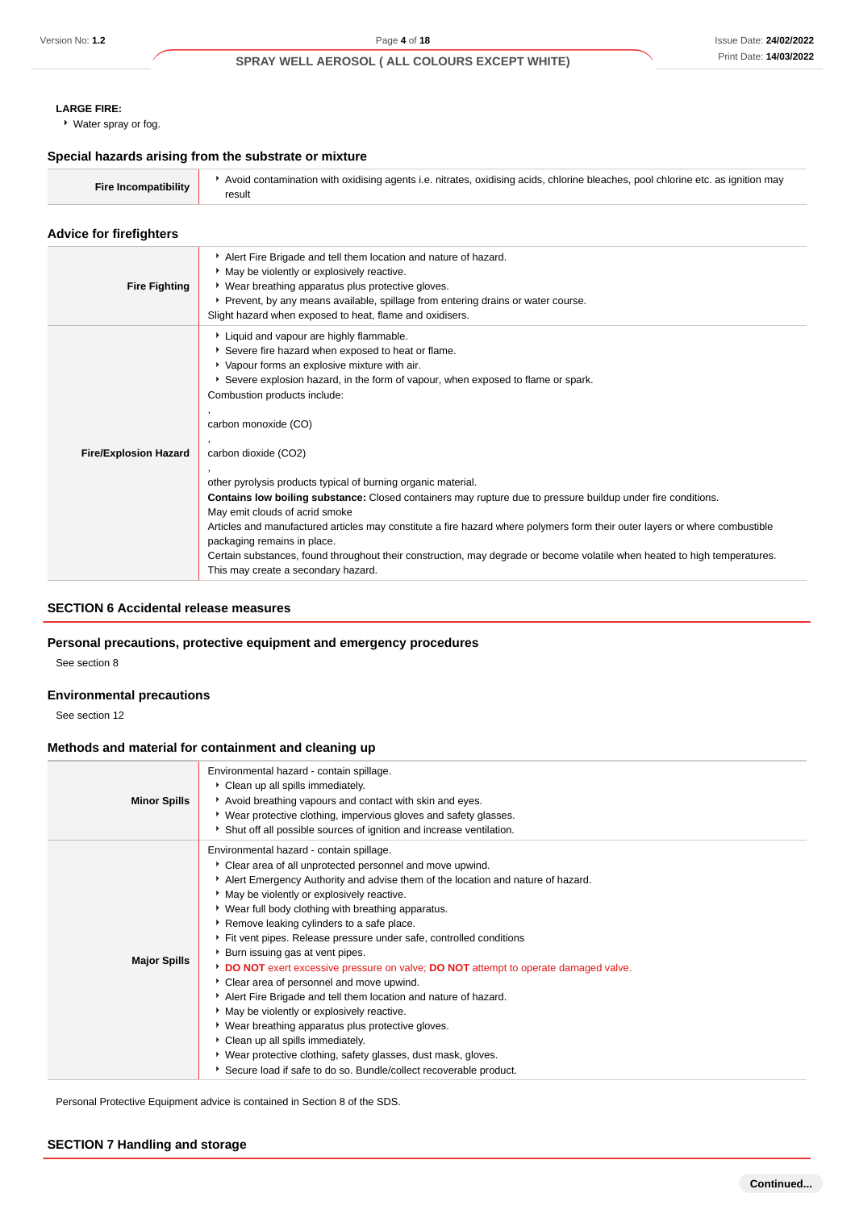**LARGE FIRE:**

- Water spray or fog.

### Special hazards arising from the substrate or mixture

| | |
|---|---|
| **Fire Incompatibility** | Avoid contamination with oxidising agents i.e. nitrates, oxidising acids, chlorine bleaches, pool chlorine etc. as ignition may result |

### Advice for firefighters

| | |
|---|---|
| **Fire Fighting** | - Alert Fire Brigade and tell them location and nature of hazard.<br>- May be violently or explosively reactive.<br>- Wear breathing apparatus plus protective gloves.<br>- Prevent, by any means available, spillage from entering drains or water course.<br>Slight hazard when exposed to heat, flame and oxidisers. |
| **Fire/Explosion Hazard** | - Liquid and vapour are highly flammable.<br>- Severe fire hazard when exposed to heat or flame.<br>- Vapour forms an explosive mixture with air.<br>- Severe explosion hazard, in the form of vapour, when exposed to flame or spark.<br>Combustion products include:<br>,<br>carbon monoxide (CO)<br>,<br>carbon dioxide ($CO_2$)<br>,<br>other pyrolysis products typical of burning organic material.<br>**Contains low boiling substance:** Closed containers may rupture due to pressure buildup under fire conditions.<br>May emit clouds of acrid smoke<br>Articles and manufactured articles may constitute a fire hazard where polymers form their outer layers or where combustible packaging remains in place.<br>Certain substances, found throughout their construction, may degrade or become volatile when heated to high temperatures. This may create a secondary hazard. |

## SECTION 6 Accidental release measures

### Personal precautions, protective equipment and emergency procedures

See section 8

### Environmental precautions

See section 12

### Methods and material for containment and cleaning up

| | |
|---|---|
| **Minor Spills** | Environmental hazard - contain spillage.<br>- Clean up all spills immediately.<br>- Avoid breathing vapours and contact with skin and eyes.<br>- Wear protective clothing, impervious gloves and safety glasses.<br>- Shut off all possible sources of ignition and increase ventilation. |
| **Major Spills** | Environmental hazard - contain spillage.<br>- Clear area of all unprotected personnel and move upwind.<br>- Alert Emergency Authority and advise them of the location and nature of hazard.<br>- May be violently or explosively reactive.<br>- Wear full body clothing with breathing apparatus.<br>- Remove leaking cylinders to a safe place.<br>- Fit vent pipes. Release pressure under safe, controlled conditions<br>- Burn issuing gas at vent pipes.<br>- **DO NOT** exert excessive pressure on valve; **DO NOT** attempt to operate damaged valve.<br>- Clear area of personnel and move upwind.<br>- Alert Fire Brigade and tell them location and nature of hazard.<br>- May be violently or explosively reactive.<br>- Wear breathing apparatus plus protective gloves.<br>- Clean up all spills immediately.<br>- Wear protective clothing, safety glasses, dust mask, gloves.<br>- Secure load if safe to do so. Bundle/collect recoverable product. |

Personal Protective Equipment advice is contained in Section 8 of the SDS.

## SECTION 7 Handling and storage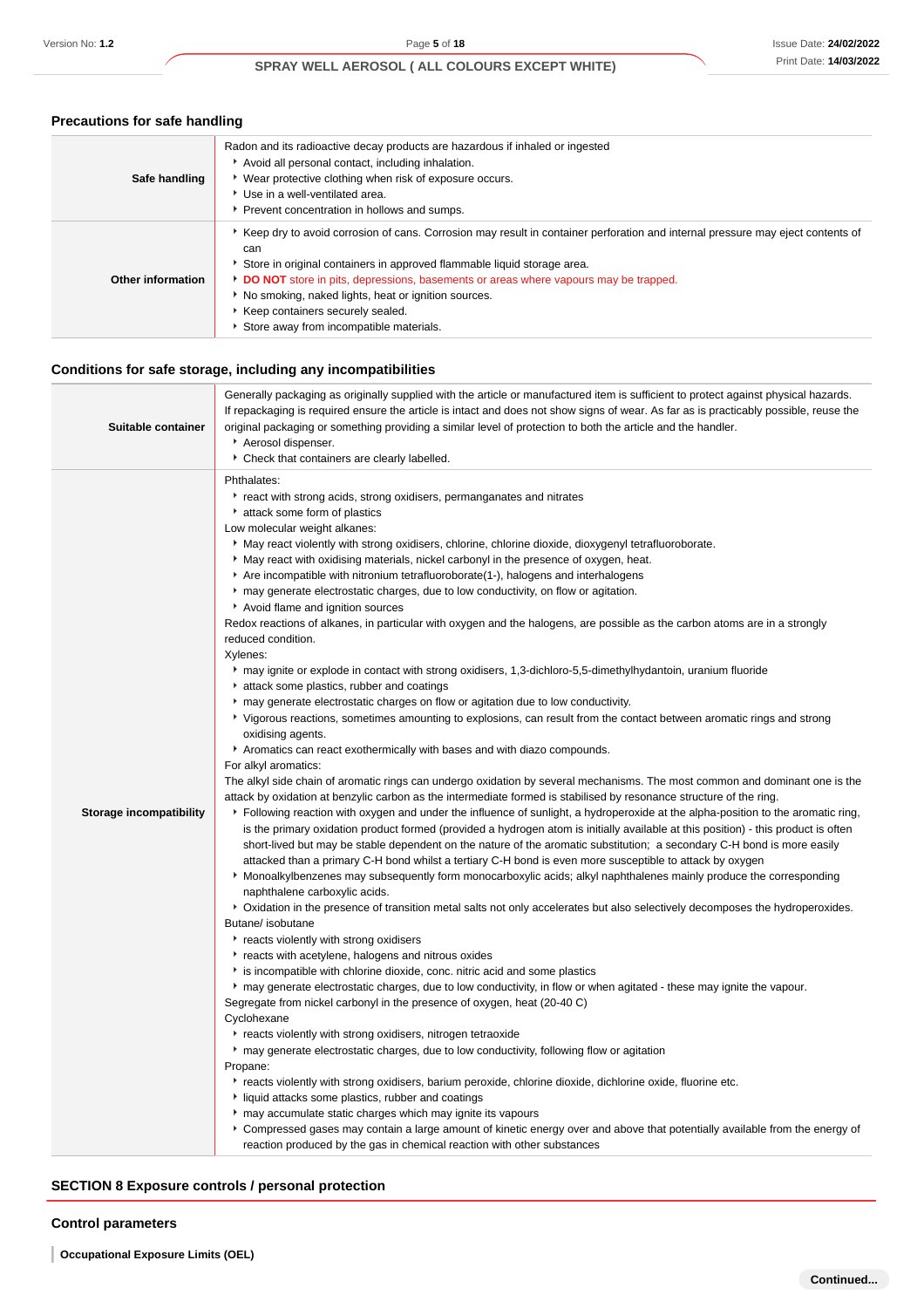## Precautions for safe handling

| | |
|---|---|
| **Safe handling** | Radon and its radioactive decay products are hazardous if inhaled or ingested<br>• Avoid all personal contact, including inhalation.<br>• Wear protective clothing when risk of exposure occurs.<br>• Use in a well-ventilated area.<br>• Prevent concentration in hollows and sumps. |
| **Other information** | • Keep dry to avoid corrosion of cans. Corrosion may result in container perforation and internal pressure may eject contents of can<br>• Store in original containers in approved flammable liquid storage area.<br>• **DO NOT** store in pits, depressions, basements or areas where vapours may be trapped.<br>• No smoking, naked lights, heat or ignition sources.<br>• Keep containers securely sealed.<br>• Store away from incompatible materials. |

## Conditions for safe storage, including any incompatibilities

| | |
|---|---|
| **Suitable container** | Generally packaging as originally supplied with the article or manufactured item is sufficient to protect against physical hazards. If repackaging is required ensure the article is intact and does not show signs of wear. As far as is practicably possible, reuse the original packaging or something providing a similar level of protection to both the article and the handler.<br>• Aerosol dispenser.<br>• Check that containers are clearly labelled. |
| **Storage incompatibility** | Phthalates:<br>• react with strong acids, strong oxidisers, permanganates and nitrates<br>• attack some form of plastics<br>Low molecular weight alkanes:<br>• May react violently with strong oxidisers, chlorine, chlorine dioxide, dioxygenyl tetrafluoroborate.<br>• May react with oxidising materials, nickel carbonyl in the presence of oxygen, heat.<br>• Are incompatible with nitronium tetrafluoroborate(1-), halogens and interhalogens<br>• may generate electrostatic charges, due to low conductivity, on flow or agitation.<br>• Avoid flame and ignition sources<br>Redox reactions of alkanes, in particular with oxygen and the halogens, are possible as the carbon atoms are in a strongly reduced condition.<br>Xylenes:<br>• may ignite or explode in contact with strong oxidisers, 1,3-dichloro-5,5-dimethylhydantoin, uranium fluoride<br>• attack some plastics, rubber and coatings<br>• may generate electrostatic charges on flow or agitation due to low conductivity.<br>• Vigorous reactions, sometimes amounting to explosions, can result from the contact between aromatic rings and strong oxidising agents.<br>• Aromatics can react exothermically with bases and with diazo compounds.<br>For alkyl aromatics:<br>The alkyl side chain of aromatic rings can undergo oxidation by several mechanisms. The most common and dominant one is the attack by oxidation at benzylic carbon as the intermediate formed is stabilised by resonance structure of the ring.<br>• Following reaction with oxygen and under the influence of sunlight, a hydroperoxide at the alpha-position to the aromatic ring, is the primary oxidation product formed (provided a hydrogen atom is initially available at this position) - this product is often short-lived but may be stable dependent on the nature of the aromatic substitution; a secondary C-H bond is more easily attacked than a primary C-H bond whilst a tertiary C-H bond is even more susceptible to attack by oxygen<br>• Monoalkylbenzenes may subsequently form monocarboxylic acids; alkyl naphthalenes mainly produce the corresponding naphthalene carboxylic acids.<br>• Oxidation in the presence of transition metal salts not only accelerates but also selectively decomposes the hydroperoxides.<br>Butane/ isobutane<br>• reacts violently with strong oxidisers<br>• reacts with acetylene, halogens and nitrous oxides<br>• is incompatible with chlorine dioxide, conc. nitric acid and some plastics<br>• may generate electrostatic charges, due to low conductivity, in flow or when agitated - these may ignite the vapour.<br>Segregate from nickel carbonyl in the presence of oxygen, heat (20-40 C)<br>Cyclohexane<br>• reacts violently with strong oxidisers, nitrogen tetraoxide<br>• may generate electrostatic charges, due to low conductivity, following flow or agitation<br>Propane:<br>• reacts violently with strong oxidisers, barium peroxide, chlorine dioxide, dichlorine oxide, fluorine etc.<br>• liquid attacks some plastics, rubber and coatings<br>• may accumulate static charges which may ignite its vapours<br>• Compressed gases may contain a large amount of kinetic energy over and above that potentially available from the energy of reaction produced by the gas in chemical reaction with other substances |

# SECTION 8 Exposure controls / personal protection

## Control parameters

**Occupational Exposure Limits (OEL)**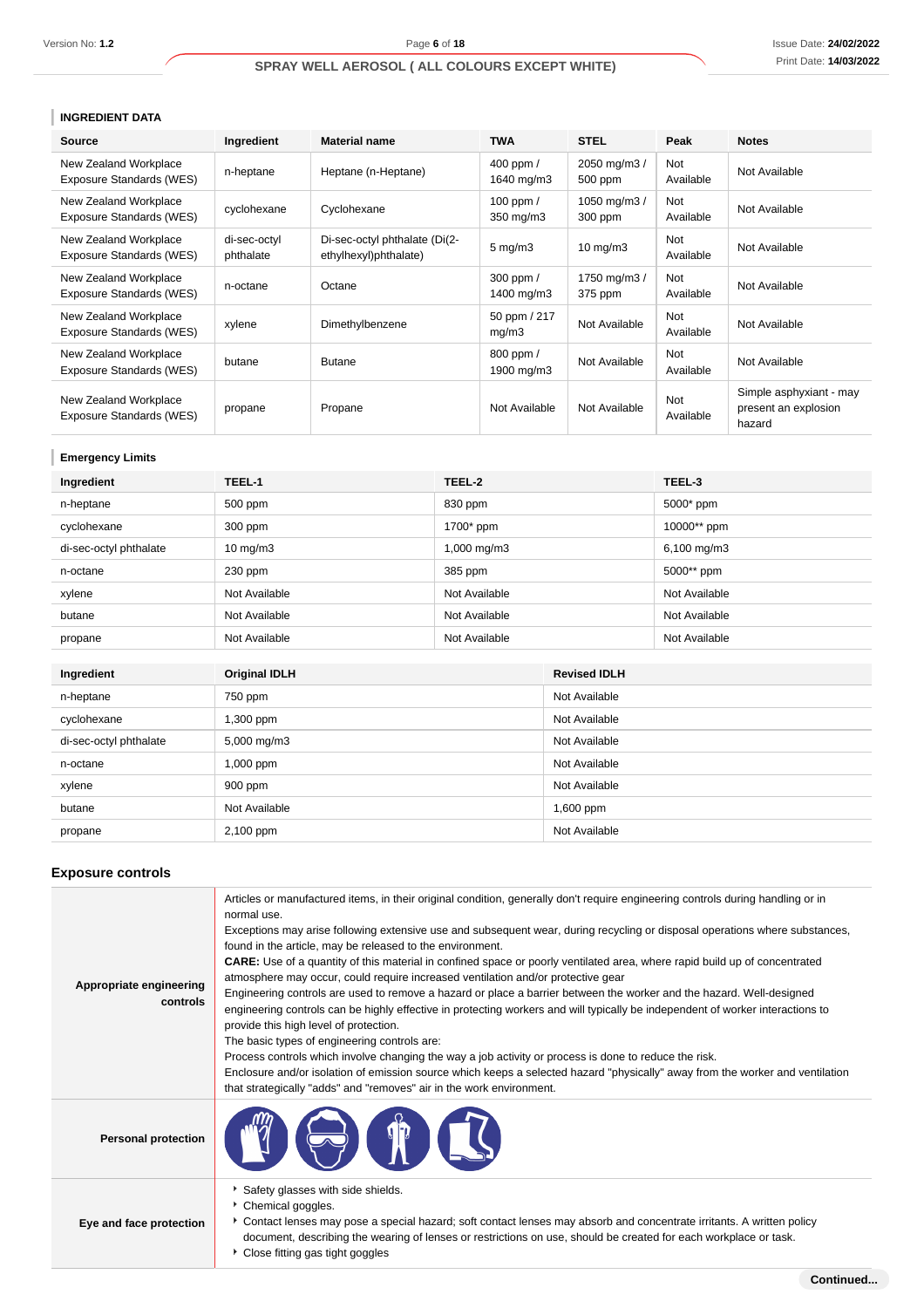### INGREDIENT DATA

| Source | Ingredient | Material name | TWA | STEL | Peak | Notes |
|---|---|---|---|---|---|---|
| New Zealand Workplace Exposure Standards (WES) | n-heptane | Heptane (n-Heptane) | 400 ppm / 1640 mg/m3 | 2050 mg/m3 / 500 ppm | Not Available | Not Available |
| New Zealand Workplace Exposure Standards (WES) | cyclohexane | Cyclohexane | 100 ppm / 350 mg/m3 | 1050 mg/m3 / 300 ppm | Not Available | Not Available |
| New Zealand Workplace Exposure Standards (WES) | di-sec-octyl phthalate | Di-sec-octyl phthalate (Di(2-ethylhexyl)phthalate) | 5 mg/m3 | 10 mg/m3 | Not Available | Not Available |
| New Zealand Workplace Exposure Standards (WES) | n-octane | Octane | 300 ppm / 1400 mg/m3 | 1750 mg/m3 / 375 ppm | Not Available | Not Available |
| New Zealand Workplace Exposure Standards (WES) | xylene | Dimethylbenzene | 50 ppm / 217 mg/m3 | Not Available | Not Available | Not Available |
| New Zealand Workplace Exposure Standards (WES) | butane | Butane | 800 ppm / 1900 mg/m3 | Not Available | Not Available | Not Available |
| New Zealand Workplace Exposure Standards (WES) | propane | Propane | Not Available | Not Available | Not Available | Simple asphyxiant - may present an explosion hazard |

### Emergency Limits

| Ingredient | TEEL-1 | TEEL-2 | TEEL-3 |
|---|---|---|---|
| n-heptane | 500 ppm | 830 ppm | 5000* ppm |
| cyclohexane | 300 ppm | 1700* ppm | 10000** ppm |
| di-sec-octyl phthalate | 10 mg/m3 | 1,000 mg/m3 | 6,100 mg/m3 |
| n-octane | 230 ppm | 385 ppm | 5000** ppm |
| xylene | Not Available | Not Available | Not Available |
| butane | Not Available | Not Available | Not Available |
| propane | Not Available | Not Available | Not Available |

| Ingredient | Original IDLH | Revised IDLH |
|---|---|---|
| n-heptane | 750 ppm | Not Available |
| cyclohexane | 1,300 ppm | Not Available |
| di-sec-octyl phthalate | 5,000 mg/m3 | Not Available |
| n-octane | 1,000 ppm | Not Available |
| xylene | 900 ppm | Not Available |
| butane | Not Available | 1,600 ppm |
| propane | 2,100 ppm | Not Available |

## Exposure controls

| | |
|---|---|
| Appropriate engineering controls | Articles or manufactured items, in their original condition, generally don't require engineering controls during handling or in normal use.<br>Exceptions may arise following extensive use and subsequent wear, during recycling or disposal operations where substances, found in the article, may be released to the environment.<br>**CARE:** Use of a quantity of this material in confined space or poorly ventilated area, where rapid build up of concentrated atmosphere may occur, could require increased ventilation and/or protective gear<br>Engineering controls are used to remove a hazard or place a barrier between the worker and the hazard. Well-designed engineering controls can be highly effective in protecting workers and will typically be independent of worker interactions to provide this high level of protection.<br>The basic types of engineering controls are:<br>Process controls which involve changing the way a job activity or process is done to reduce the risk.<br>Enclosure and/or isolation of emission source which keeps a selected hazard "physically" away from the worker and ventilation that strategically "adds" and "removes" air in the work environment. |
| Personal protection | |
| Eye and face protection | ‣ Safety glasses with side shields.<br>‣ Chemical goggles.<br>‣ Contact lenses may pose a special hazard; soft contact lenses may absorb and concentrate irritants. A written policy document, describing the wearing of lenses or restrictions on use, should be created for each workplace or task.<br>‣ Close fitting gas tight goggles |

Continued...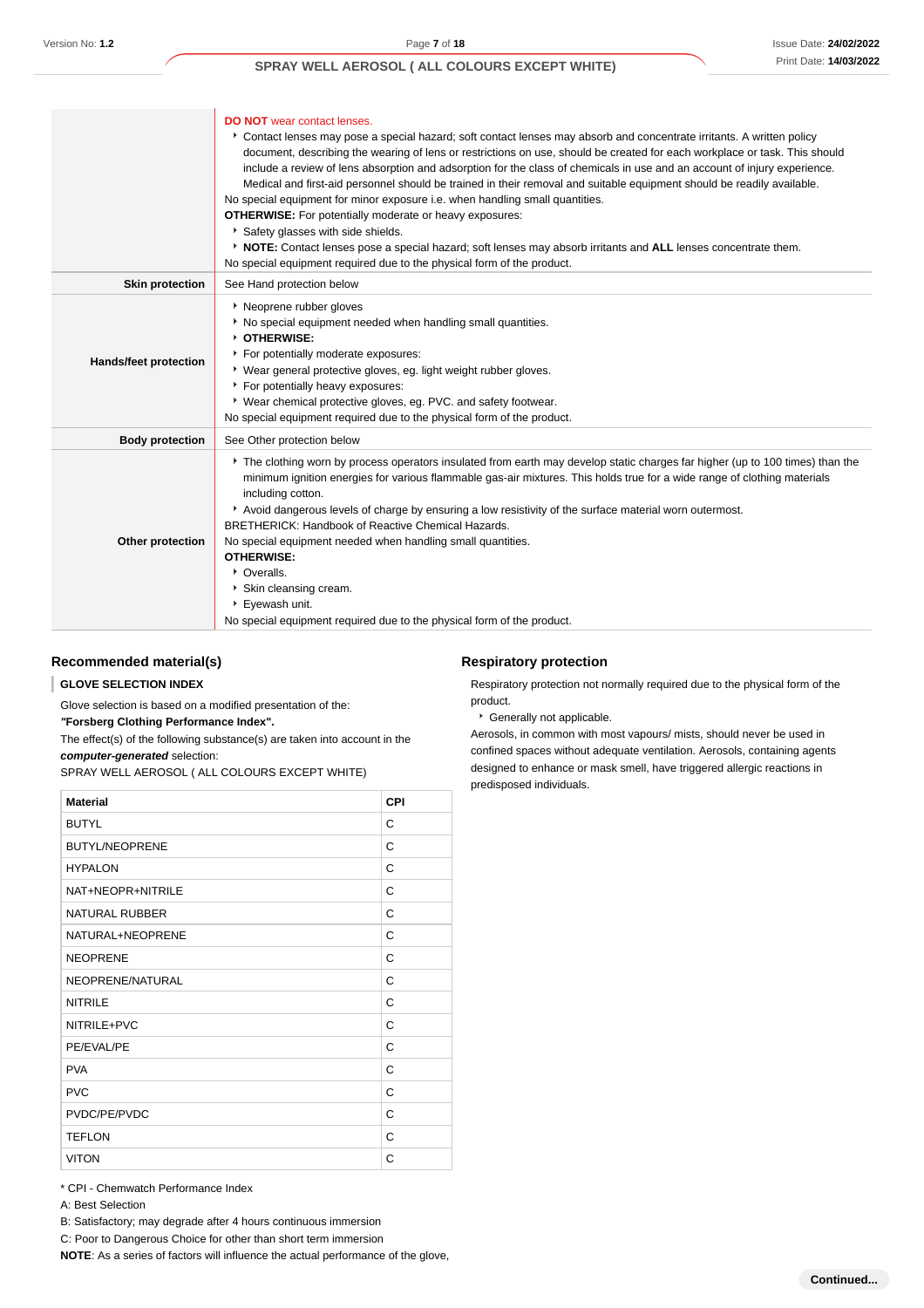| | |
|---|---|
| | **DO NOT** wear contact lenses.<br>- Contact lenses may pose a special hazard; soft contact lenses may absorb and concentrate irritants. A written policy document, describing the wearing of lens or restrictions on use, should be created for each workplace or task. This should include a review of lens absorption and adsorption for the class of chemicals in use and an account of injury experience. Medical and first-aid personnel should be trained in their removal and suitable equipment should be readily available.<br>No special equipment for minor exposure i.e. when handling small quantities.<br>**OTHERWISE:** For potentially moderate or heavy exposures:<br>- Safety glasses with side shields.<br>- **NOTE:** Contact lenses pose a special hazard; soft lenses may absorb irritants and **ALL** lenses concentrate them.<br>No special equipment required due to the physical form of the product. |
| **Skin protection** | See Hand protection below |
| **Hands/feet protection** | - Neoprene rubber gloves<br>- No special equipment needed when handling small quantities.<br>- **OTHERWISE:**<br>- For potentially moderate exposures:<br>- Wear general protective gloves, eg. light weight rubber gloves.<br>- For potentially heavy exposures:<br>- Wear chemical protective gloves, eg. PVC. and safety footwear.<br>No special equipment required due to the physical form of the product. |
| **Body protection** | See Other protection below |
| **Other protection** | - The clothing worn by process operators insulated from earth may develop static charges far higher (up to 100 times) than the minimum ignition energies for various flammable gas-air mixtures. This holds true for a wide range of clothing materials including cotton.<br>- Avoid dangerous levels of charge by ensuring a low resistivity of the surface material worn outermost.<br>BRETHERICK: Handbook of Reactive Chemical Hazards.<br>No special equipment needed when handling small quantities.<br>**OTHERWISE:**<br>- Overalls.<br>- Skin cleansing cream.<br>- Eyewash unit.<br>No special equipment required due to the physical form of the product. |

## Recommended material(s)

### GLOVE SELECTION INDEX

Glove selection is based on a modified presentation of the:
***"Forsberg Clothing Performance Index".***
The effect(s) of the following substance(s) are taken into account in the ***computer-generated*** selection:
SPRAY WELL AEROSOL ( ALL COLOURS EXCEPT WHITE)

| Material | CPI |
|---|---|
| BUTYL | C |
| BUTYL/NEOPRENE | C |
| HYPALON | C |
| NAT+NEOPR+NITRILE | C |
| NATURAL RUBBER | C |
| NATURAL+NEOPRENE | C |
| NEOPRENE | C |
| NEOPRENE/NATURAL | C |
| NITRILE | C |
| NITRILE+PVC | C |
| PE/EVAL/PE | C |
| PVA | C |
| PVC | C |
| PVDC/PE/PVDC | C |
| TEFLON | C |
| VITON | C |

* CPI - Chemwatch Performance Index
A: Best Selection
B: Satisfactory; may degrade after 4 hours continuous immersion
C: Poor to Dangerous Choice for other than short term immersion
**NOTE**: As a series of factors will influence the actual performance of the glove,

## Respiratory protection

Respiratory protection not normally required due to the physical form of the product.

- Generally not applicable.

Aerosols, in common with most vapours/ mists, should never be used in confined spaces without adequate ventilation. Aerosols, containing agents designed to enhance or mask smell, have triggered allergic reactions in predisposed individuals.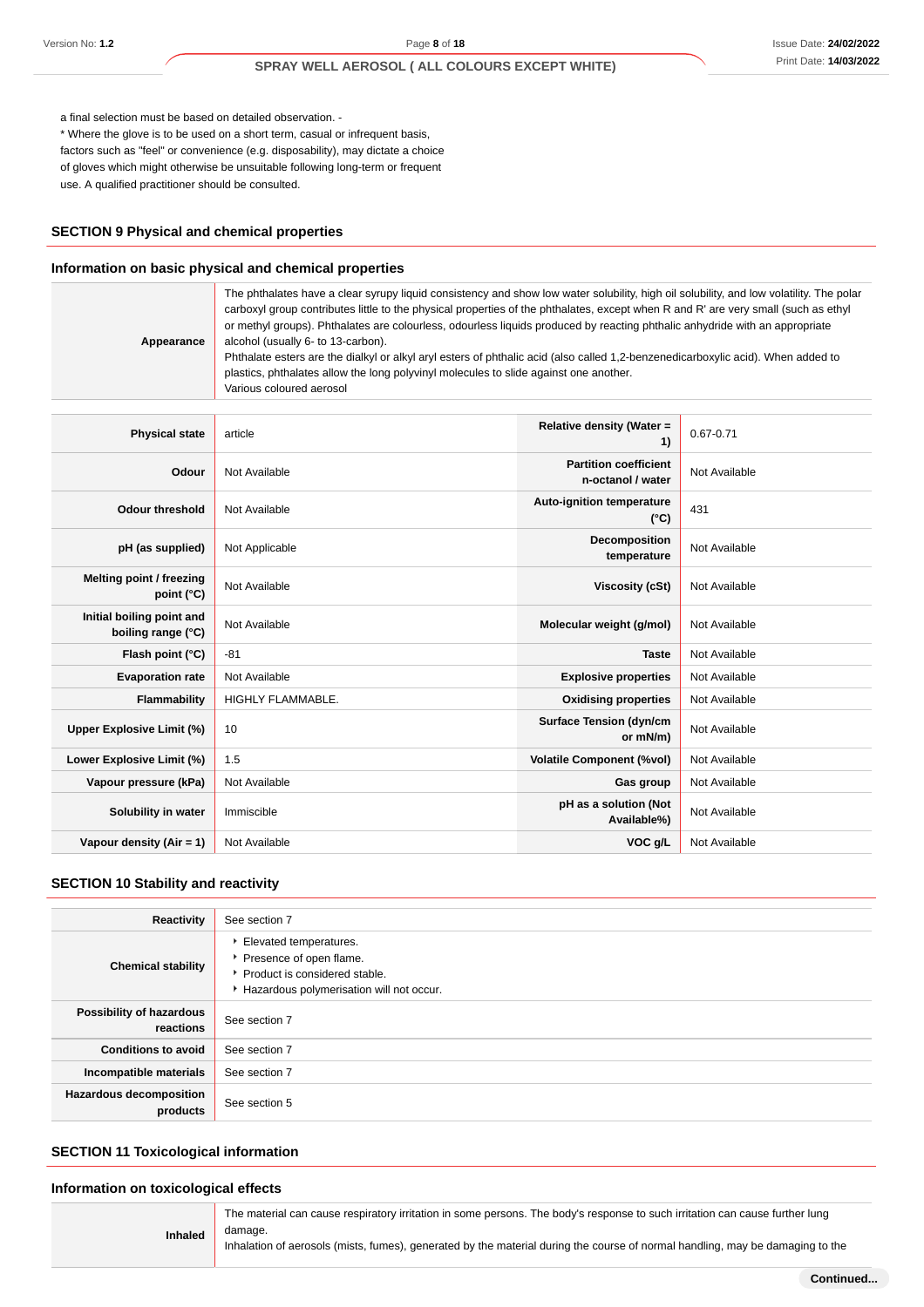a final selection must be based on detailed observation. -
* Where the glove is to be used on a short term, casual or infrequent basis, factors such as "feel" or convenience (e.g. disposability), may dictate a choice of gloves which might otherwise be unsuitable following long-term or frequent use. A qualified practitioner should be consulted.

## SECTION 9 Physical and chemical properties

### Information on basic physical and chemical properties

| | |
|---|---|
| **Appearance** | The phthalates have a clear syrupy liquid consistency and show low water solubility, high oil solubility, and low volatility. The polar carboxyl group contributes little to the physical properties of the phthalates, except when R and R' are very small (such as ethyl or methyl groups). Phthalates are colourless, odourless liquids produced by reacting phthalic anhydride with an appropriate alcohol (usually 6- to 13-carbon).<br>Phthalate esters are the dialkyl or alkyl aryl esters of phthalic acid (also called 1,2-benzenedicarboxylic acid). When added to plastics, phthalates allow the long polyvinyl molecules to slide against one another.<br>Various coloured aerosol |

| | | | |
|---|---|---|---|
| **Physical state** | article | **Relative density (Water = 1)** | 0.67-0.71 |
| **Odour** | Not Available | **Partition coefficient n-octanol / water** | Not Available |
| **Odour threshold** | Not Available | **Auto-ignition temperature (°C)** | 431 |
| **pH (as supplied)** | Not Applicable | **Decomposition temperature** | Not Available |
| **Melting point / freezing point (°C)** | Not Available | **Viscosity (cSt)** | Not Available |
| **Initial boiling point and boiling range (°C)** | Not Available | **Molecular weight (g/mol)** | Not Available |
| **Flash point (°C)** | -81 | **Taste** | Not Available |
| **Evaporation rate** | Not Available | **Explosive properties** | Not Available |
| **Flammability** | HIGHLY FLAMMABLE. | **Oxidising properties** | Not Available |
| **Upper Explosive Limit (%)** | 10 | **Surface Tension (dyn/cm or mN/m)** | Not Available |
| **Lower Explosive Limit (%)** | 1.5 | **Volatile Component (%vol)** | Not Available |
| **Vapour pressure (kPa)** | Not Available | **Gas group** | Not Available |
| **Solubility in water** | Immiscible | **pH as a solution (Not Available%)** | Not Available |
| **Vapour density (Air = 1)** | Not Available | **VOC g/L** | Not Available |

## SECTION 10 Stability and reactivity

| | |
|---|---|
| **Reactivity** | See section 7 |
| **Chemical stability** | - Elevated temperatures.<br>- Presence of open flame.<br>- Product is considered stable.<br>- Hazardous polymerisation will not occur. |
| **Possibility of hazardous reactions** | See section 7 |
| **Conditions to avoid** | See section 7 |
| **Incompatible materials** | See section 7 |
| **Hazardous decomposition products** | See section 5 |

## SECTION 11 Toxicological information

### Information on toxicological effects

| | |
|---|---|
| **Inhaled** | The material can cause respiratory irritation in some persons. The body's response to such irritation can cause further lung damage.<br>Inhalation of aerosols (mists, fumes), generated by the material during the course of normal handling, may be damaging to the |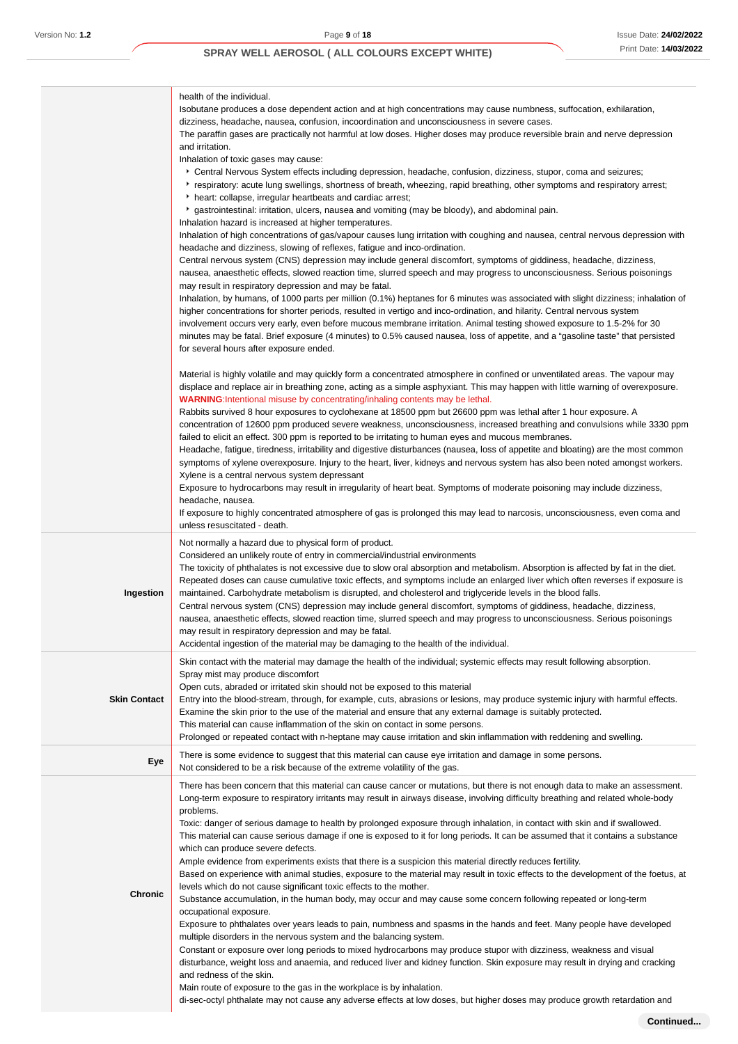| | |
|---|---|
| | health of the individual.<br>Isobutane produces a dose dependent action and at high concentrations may cause numbness, suffocation, exhilaration, dizziness, headache, nausea, confusion, incoordination and unconsciousness in severe cases.<br>The paraffin gases are practically not harmful at low doses. Higher doses may produce reversible brain and nerve depression and irritation.<br>Inhalation of toxic gases may cause:<br>‣ Central Nervous System effects including depression, headache, confusion, dizziness, stupor, coma and seizures;<br>‣ respiratory: acute lung swellings, shortness of breath, wheezing, rapid breathing, other symptoms and respiratory arrest;<br>‣ heart: collapse, irregular heartbeats and cardiac arrest;<br>‣ gastrointestinal: irritation, ulcers, nausea and vomiting (may be bloody), and abdominal pain.<br>Inhalation hazard is increased at higher temperatures.<br>Inhalation of high concentrations of gas/vapour causes lung irritation with coughing and nausea, central nervous depression with headache and dizziness, slowing of reflexes, fatigue and inco-ordination.<br>Central nervous system (CNS) depression may include general discomfort, symptoms of giddiness, headache, dizziness, nausea, anaesthetic effects, slowed reaction time, slurred speech and may progress to unconsciousness. Serious poisonings may result in respiratory depression and may be fatal.<br>Inhalation, by humans, of 1000 parts per million (0.1%) heptanes for 6 minutes was associated with slight dizziness; inhalation of higher concentrations for shorter periods, resulted in vertigo and inco-ordination, and hilarity. Central nervous system involvement occurs very early, even before mucous membrane irritation. Animal testing showed exposure to 1.5-2% for 30 minutes may be fatal. Brief exposure (4 minutes) to 0.5% caused nausea, loss of appetite, and a "gasoline taste" that persisted for several hours after exposure ended.<br><br>Material is highly volatile and may quickly form a concentrated atmosphere in confined or unventilated areas. The vapour may displace and replace air in breathing zone, acting as a simple asphyxiant. This may happen with little warning of overexposure.<br>**WARNING**:Intentional misuse by concentrating/inhaling contents may be lethal.<br>Rabbits survived 8 hour exposures to cyclohexane at 18500 ppm but 26600 ppm was lethal after 1 hour exposure. A concentration of 12600 ppm produced severe weakness, unconsciousness, increased breathing and convulsions while 3330 ppm failed to elicit an effect. 300 ppm is reported to be irritating to human eyes and mucous membranes.<br>Headache, fatigue, tiredness, irritability and digestive disturbances (nausea, loss of appetite and bloating) are the most common symptoms of xylene overexposure. Injury to the heart, liver, kidneys and nervous system has also been noted amongst workers.<br>Xylene is a central nervous system depressant<br>Exposure to hydrocarbons may result in irregularity of heart beat. Symptoms of moderate poisoning may include dizziness, headache, nausea.<br>If exposure to highly concentrated atmosphere of gas is prolonged this may lead to narcosis, unconsciousness, even coma and unless resuscitated - death. |
| **Ingestion** | Not normally a hazard due to physical form of product.<br>Considered an unlikely route of entry in commercial/industrial environments<br>The toxicity of phthalates is not excessive due to slow oral absorption and metabolism. Absorption is affected by fat in the diet. Repeated doses can cause cumulative toxic effects, and symptoms include an enlarged liver which often reverses if exposure is maintained. Carbohydrate metabolism is disrupted, and cholesterol and triglyceride levels in the blood falls.<br>Central nervous system (CNS) depression may include general discomfort, symptoms of giddiness, headache, dizziness, nausea, anaesthetic effects, slowed reaction time, slurred speech and may progress to unconsciousness. Serious poisonings may result in respiratory depression and may be fatal.<br>Accidental ingestion of the material may be damaging to the health of the individual. |
| **Skin Contact** | Skin contact with the material may damage the health of the individual; systemic effects may result following absorption.<br>Spray mist may produce discomfort<br>Open cuts, abraded or irritated skin should not be exposed to this material<br>Entry into the blood-stream, through, for example, cuts, abrasions or lesions, may produce systemic injury with harmful effects. Examine the skin prior to the use of the material and ensure that any external damage is suitably protected.<br>This material can cause inflammation of the skin on contact in some persons.<br>Prolonged or repeated contact with n-heptane may cause irritation and skin inflammation with reddening and swelling. |
| **Eye** | There is some evidence to suggest that this material can cause eye irritation and damage in some persons.<br>Not considered to be a risk because of the extreme volatility of the gas. |
| **Chronic** | There has been concern that this material can cause cancer or mutations, but there is not enough data to make an assessment.<br>Long-term exposure to respiratory irritants may result in airways disease, involving difficulty breathing and related whole-body problems.<br>Toxic: danger of serious damage to health by prolonged exposure through inhalation, in contact with skin and if swallowed.<br>This material can cause serious damage if one is exposed to it for long periods. It can be assumed that it contains a substance which can produce severe defects.<br>Ample evidence from experiments exists that there is a suspicion this material directly reduces fertility.<br>Based on experience with animal studies, exposure to the material may result in toxic effects to the development of the foetus, at levels which do not cause significant toxic effects to the mother.<br>Substance accumulation, in the human body, may occur and may cause some concern following repeated or long-term occupational exposure.<br>Exposure to phthalates over years leads to pain, numbness and spasms in the hands and feet. Many people have developed multiple disorders in the nervous system and the balancing system.<br>Constant or exposure over long periods to mixed hydrocarbons may produce stupor with dizziness, weakness and visual disturbance, weight loss and anaemia, and reduced liver and kidney function. Skin exposure may result in drying and cracking and redness of the skin.<br>Main route of exposure to the gas in the workplace is by inhalation.<br>di-sec-octyl phthalate may not cause any adverse effects at low doses, but higher doses may produce growth retardation and |

Continued...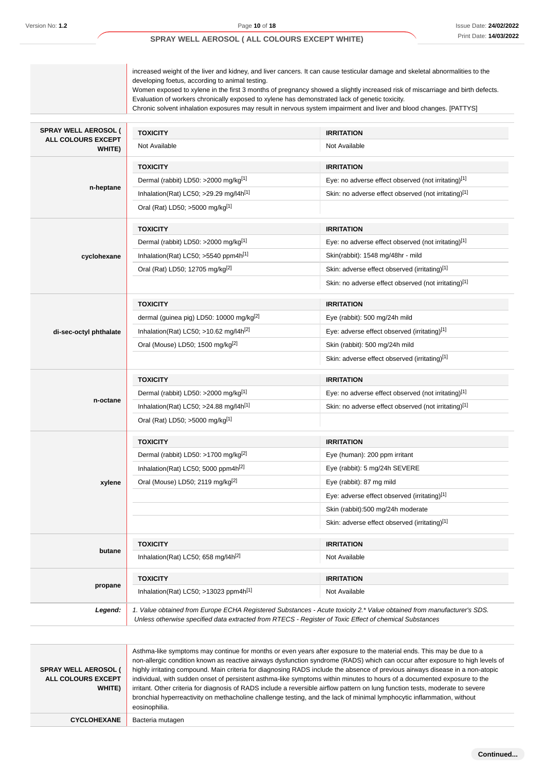| | |
|---|---|
| | increased weight of the liver and kidney, and liver cancers. It can cause testicular damage and skeletal abnormalities to the developing foetus, according to animal testing.<br>Women exposed to xylene in the first 3 months of pregnancy showed a slightly increased risk of miscarriage and birth defects. Evaluation of workers chronically exposed to xylene has demonstrated lack of genetic toxicity.<br>Chronic solvent inhalation exposures may result in nervous system impairment and liver and blood changes. [PATTYS] |

| | TOXICITY | IRRITATION |
|---|---|---|
| **SPRAY WELL AEROSOL ( ALL COLOURS EXCEPT WHITE)** | Not Available | Not Available |
| | **TOXICITY** | **IRRITATION** |
| **n-heptane** | Dermal (rabbit) LD50: >2000 mg/kg[1] | Eye: no adverse effect observed (not irritating)[1] |
| | Inhalation(Rat) LC50; >29.29 mg/l4h[1] | Skin: no adverse effect observed (not irritating)[1] |
| | Oral (Rat) LD50; >5000 mg/kg[1] | |
| | **TOXICITY** | **IRRITATION** |
| **cyclohexane** | Dermal (rabbit) LD50: >2000 mg/kg[1] | Eye: no adverse effect observed (not irritating)[1] |
| | Inhalation(Rat) LC50; >5540 ppm4h[1] | Skin(rabbit): 1548 mg/48hr - mild |
| | Oral (Rat) LD50; 12705 mg/kg[2] | Skin: adverse effect observed (irritating)[1] |
| | | Skin: no adverse effect observed (not irritating)[1] |
| | **TOXICITY** | **IRRITATION** |
| **di-sec-octyl phthalate** | dermal (guinea pig) LD50: 10000 mg/kg[2] | Eye (rabbit): 500 mg/24h mild |
| | Inhalation(Rat) LC50; >10.62 mg/l4h[2] | Eye: adverse effect observed (irritating)[1] |
| | Oral (Mouse) LD50; 1500 mg/kg[2] | Skin (rabbit): 500 mg/24h mild |
| | | Skin: adverse effect observed (irritating)[1] |
| | **TOXICITY** | **IRRITATION** |
| **n-octane** | Dermal (rabbit) LD50: >2000 mg/kg[1] | Eye: no adverse effect observed (not irritating)[1] |
| | Inhalation(Rat) LC50; >24.88 mg/l4h[1] | Skin: no adverse effect observed (not irritating)[1] |
| | Oral (Rat) LD50; >5000 mg/kg[1] | |
| | **TOXICITY** | **IRRITATION** |
| **xylene** | Dermal (rabbit) LD50: >1700 mg/kg[2] | Eye (human): 200 ppm irritant |
| | Inhalation(Rat) LC50; 5000 ppm4h[2] | Eye (rabbit): 5 mg/24h SEVERE |
| | Oral (Mouse) LD50; 2119 mg/kg[2] | Eye (rabbit): 87 mg mild |
| | | Eye: adverse effect observed (irritating)[1] |
| | | Skin (rabbit):500 mg/24h moderate |
| | | Skin: adverse effect observed (irritating)[1] |
| | **TOXICITY** | **IRRITATION** |
| **butane** | Inhalation(Rat) LC50; 658 mg/l4h[2] | Not Available |
| | **TOXICITY** | **IRRITATION** |
| **propane** | Inhalation(Rat) LC50; >13023 ppm4h[1] | Not Available |
| ***Legend:*** | *1. Value obtained from Europe ECHA Registered Substances - Acute toxicity 2.\* Value obtained from manufacturer's SDS. Unless otherwise specified data extracted from RTECS - Register of Toxic Effect of chemical Substances* | |

| | |
|---|---|
| **SPRAY WELL AEROSOL ( ALL COLOURS EXCEPT WHITE)** | Asthma-like symptoms may continue for months or even years after exposure to the material ends. This may be due to a non-allergic condition known as reactive airways dysfunction syndrome (RADS) which can occur after exposure to high levels of highly irritating compound. Main criteria for diagnosing RADS include the absence of previous airways disease in a non-atopic individual, with sudden onset of persistent asthma-like symptoms within minutes to hours of a documented exposure to the irritant. Other criteria for diagnosis of RADS include a reversible airflow pattern on lung function tests, moderate to severe bronchial hyperreactivity on methacholine challenge testing, and the lack of minimal lymphocytic inflammation, without eosinophilia. |
| **CYCLOHEXANE** | Bacteria mutagen |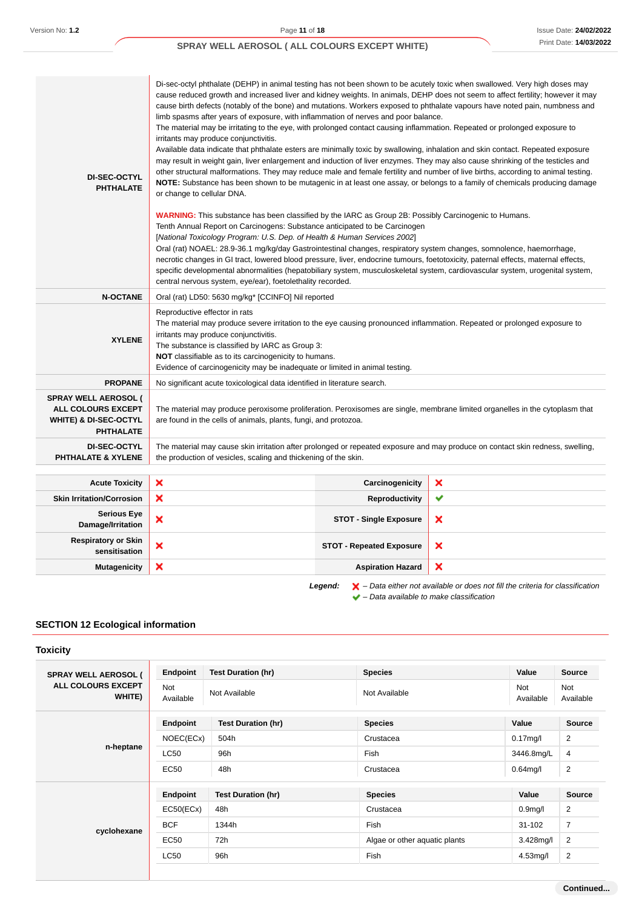| | |
|---|---|
| **DI-SEC-OCTYL PHTHALATE** | Di-sec-octyl phthalate (DEHP) in animal testing has not been shown to be acutely toxic when swallowed. Very high doses may cause reduced growth and increased liver and kidney weights. In animals, DEHP does not seem to affect fertility; however it may cause birth defects (notably of the bone) and mutations. Workers exposed to phthalate vapours have noted pain, numbness and limb spasms after years of exposure, with inflammation of nerves and poor balance.<br>The material may be irritating to the eye, with prolonged contact causing inflammation. Repeated or prolonged exposure to irritants may produce conjunctivitis.<br>Available data indicate that phthalate esters are minimally toxic by swallowing, inhalation and skin contact. Repeated exposure may result in weight gain, liver enlargement and induction of liver enzymes. They may also cause shrinking of the testicles and other structural malformations. They may reduce male and female fertility and number of live births, according to animal testing.<br>**NOTE:** Substance has been shown to be mutagenic in at least one assay, or belongs to a family of chemicals producing damage or change to cellular DNA.<br><br>**WARNING:** This substance has been classified by the IARC as Group 2B: Possibly Carcinogenic to Humans.<br>Tenth Annual Report on Carcinogens: Substance anticipated to be Carcinogen<br>[*National Toxicology Program: U.S. Dep. of Health & Human Services 2002*]<br>Oral (rat) NOAEL: 28.9-36.1 mg/kg/day Gastrointestinal changes, respiratory system changes, somnolence, haemorrhage, necrotic changes in GI tract, lowered blood pressure, liver, endocrine tumours, foetotoxicity, paternal effects, maternal effects, specific developmental abnormalities (hepatobiliary system, musculoskeletal system, cardiovascular system, urogenital system, central nervous system, eye/ear), foetolethality recorded. |
| **N-OCTANE** | Oral (rat) LD50: 5630 mg/kg* [CCINFO] Nil reported |
| **XYLENE** | Reproductive effector in rats<br>The material may produce severe irritation to the eye causing pronounced inflammation. Repeated or prolonged exposure to irritants may produce conjunctivitis.<br>The substance is classified by IARC as Group 3:<br>**NOT** classifiable as to its carcinogenicity to humans.<br>Evidence of carcinogenicity may be inadequate or limited in animal testing. |
| **PROPANE** | No significant acute toxicological data identified in literature search. |
| **SPRAY WELL AEROSOL ( ALL COLOURS EXCEPT WHITE) & DI-SEC-OCTYL PHTHALATE** | The material may produce peroxisome proliferation. Peroxisomes are single, membrane limited organelles in the cytoplasm that are found in the cells of animals, plants, fungi, and protozoa. |
| **DI-SEC-OCTYL PHTHALATE & XYLENE** | The material may cause skin irritation after prolonged or repeated exposure and may produce on contact skin redness, swelling, the production of vesicles, scaling and thickening of the skin. |

| | | | |
|---|---|---|---|
| **Acute Toxicity** | ✘ | **Carcinogenicity** | ✘ |
| **Skin Irritation/Corrosion** | ✘ | **Reproductivity** | ✔ |
| **Serious Eye Damage/Irritation** | ✘ | **STOT - Single Exposure** | ✘ |
| **Respiratory or Skin sensitisation** | ✘ | **STOT - Repeated Exposure** | ✘ |
| **Mutagenicity** | ✘ | **Aspiration Hazard** | ✘ |

***Legend:*** ✘ *– Data either not available or does not fill the criteria for classification*
✔ *– Data available to make classification*

## SECTION 12 Ecological information

### Toxicity

**SPRAY WELL AEROSOL ( ALL COLOURS EXCEPT WHITE)**

| Endpoint | Test Duration (hr) | Species | Value | Source |
|---|---|---|---|---|
| Not Available | Not Available | Not Available | Not Available | Not Available |

**n-heptane**

| Endpoint | Test Duration (hr) | Species | Value | Source |
|---|---|---|---|---|
| NOEC(ECx) | 504h | Crustacea | 0.17mg/l | 2 |
| LC50 | 96h | Fish | 3446.8mg/L | 4 |
| EC50 | 48h | Crustacea | 0.64mg/l | 2 |

**cyclohexane**

| Endpoint | Test Duration (hr) | Species | Value | Source |
|---|---|---|---|---|
| EC50(ECx) | 48h | Crustacea | 0.9mg/l | 2 |
| BCF | 1344h | Fish | 31-102 | 7 |
| EC50 | 72h | Algae or other aquatic plants | 3.428mg/l | 2 |
| LC50 | 96h | Fish | 4.53mg/l | 2 |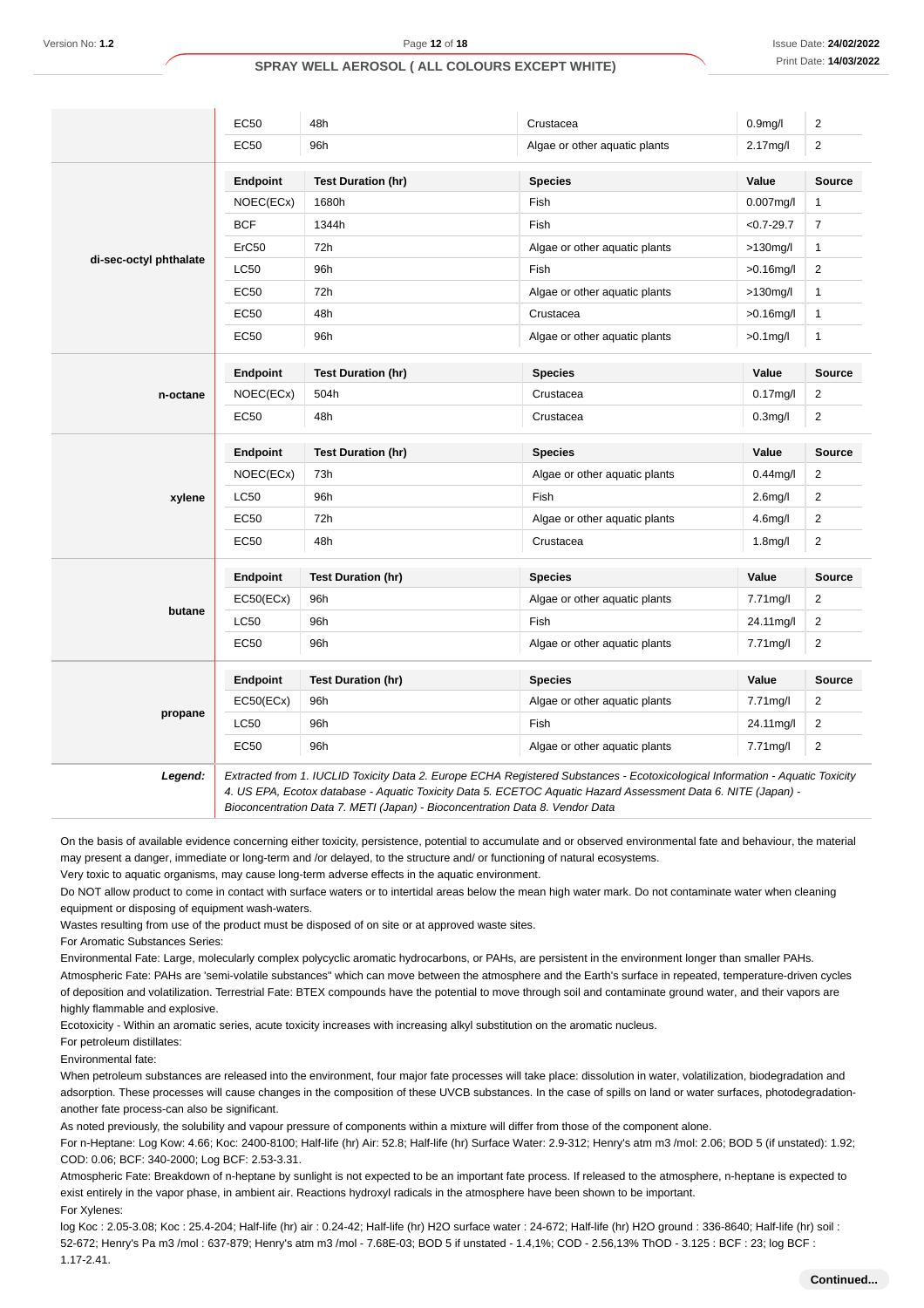| | Endpoint | Test Duration (hr) | Species | Value | Source |
|---|---|---|---|---|---|
| | EC50 | 48h | Crustacea | 0.9mg/l | 2 |
| | EC50 | 96h | Algae or other aquatic plants | 2.17mg/l | 2 |
| **di-sec-octyl phthalate** | **Endpoint** | **Test Duration (hr)** | **Species** | **Value** | **Source** |
| | NOEC(ECx) | 1680h | Fish | 0.007mg/l | 1 |
| | BCF | 1344h | Fish | <0.7-29.7 | 7 |
| | ErC50 | 72h | Algae or other aquatic plants | >130mg/l | 1 |
| | LC50 | 96h | Fish | >0.16mg/l | 2 |
| | EC50 | 72h | Algae or other aquatic plants | >130mg/l | 1 |
| | EC50 | 48h | Crustacea | >0.16mg/l | 1 |
| | EC50 | 96h | Algae or other aquatic plants | >0.1mg/l | 1 |
| **n-octane** | **Endpoint** | **Test Duration (hr)** | **Species** | **Value** | **Source** |
| | NOEC(ECx) | 504h | Crustacea | 0.17mg/l | 2 |
| | EC50 | 48h | Crustacea | 0.3mg/l | 2 |
| **xylene** | **Endpoint** | **Test Duration (hr)** | **Species** | **Value** | **Source** |
| | NOEC(ECx) | 73h | Algae or other aquatic plants | 0.44mg/l | 2 |
| | LC50 | 96h | Fish | 2.6mg/l | 2 |
| | EC50 | 72h | Algae or other aquatic plants | 4.6mg/l | 2 |
| | EC50 | 48h | Crustacea | 1.8mg/l | 2 |
| **butane** | **Endpoint** | **Test Duration (hr)** | **Species** | **Value** | **Source** |
| | EC50(ECx) | 96h | Algae or other aquatic plants | 7.71mg/l | 2 |
| | LC50 | 96h | Fish | 24.11mg/l | 2 |
| | EC50 | 96h | Algae or other aquatic plants | 7.71mg/l | 2 |
| **propane** | **Endpoint** | **Test Duration (hr)** | **Species** | **Value** | **Source** |
| | EC50(ECx) | 96h | Algae or other aquatic plants | 7.71mg/l | 2 |
| | LC50 | 96h | Fish | 24.11mg/l | 2 |
| | EC50 | 96h | Algae or other aquatic plants | 7.71mg/l | 2 |
| ***Legend:*** | *Extracted from 1. IUCLID Toxicity Data 2. Europe ECHA Registered Substances - Ecotoxicological Information - Aquatic Toxicity 4. US EPA, Ecotox database - Aquatic Toxicity Data 5. ECETOC Aquatic Hazard Assessment Data 6. NITE (Japan) - Bioconcentration Data 7. METI (Japan) - Bioconcentration Data 8. Vendor Data* | | | | |

On the basis of available evidence concerning either toxicity, persistence, potential to accumulate and or observed environmental fate and behaviour, the material may present a danger, immediate or long-term and /or delayed, to the structure and/ or functioning of natural ecosystems.

Very toxic to aquatic organisms, may cause long-term adverse effects in the aquatic environment.

Do NOT allow product to come in contact with surface waters or to intertidal areas below the mean high water mark. Do not contaminate water when cleaning equipment or disposing of equipment wash-waters.

Wastes resulting from use of the product must be disposed of on site or at approved waste sites.

For Aromatic Substances Series:

Environmental Fate: Large, molecularly complex polycyclic aromatic hydrocarbons, or PAHs, are persistent in the environment longer than smaller PAHs.

Atmospheric Fate: PAHs are 'semi-volatile substances" which can move between the atmosphere and the Earth's surface in repeated, temperature-driven cycles of deposition and volatilization. Terrestrial Fate: BTEX compounds have the potential to move through soil and contaminate ground water, and their vapors are highly flammable and explosive.

Ecotoxicity - Within an aromatic series, acute toxicity increases with increasing alkyl substitution on the aromatic nucleus.

For petroleum distillates:

Environmental fate:

When petroleum substances are released into the environment, four major fate processes will take place: dissolution in water, volatilization, biodegradation and adsorption. These processes will cause changes in the composition of these UVCB substances. In the case of spills on land or water surfaces, photodegradation-another fate process-can also be significant.

As noted previously, the solubility and vapour pressure of components within a mixture will differ from those of the component alone.

For n-Heptane: Log Kow: 4.66; Koc: 2400-8100; Half-life (hr) Air: 52.8; Half-life (hr) Surface Water: 2.9-312; Henry's atm m3 /mol: 2.06; BOD 5 (if unstated): 1.92; COD: 0.06; BCF: 340-2000; Log BCF: 2.53-3.31.

Atmospheric Fate: Breakdown of n-heptane by sunlight is not expected to be an important fate process. If released to the atmosphere, n-heptane is expected to exist entirely in the vapor phase, in ambient air. Reactions hydroxyl radicals in the atmosphere have been shown to be important.

For Xylenes:

log Koc : 2.05-3.08; Koc : 25.4-204; Half-life (hr) air : 0.24-42; Half-life (hr) H2O surface water : 24-672; Half-life (hr) H2O ground : 336-8640; Half-life (hr) soil : 52-672; Henry's Pa m3 /mol : 637-879; Henry's atm m3 /mol - 7.68E-03; BOD 5 if unstated - 1.4,1%; COD - 2.56,13% ThOD - 3.125 : BCF : 23; log BCF : 1.17-2.41.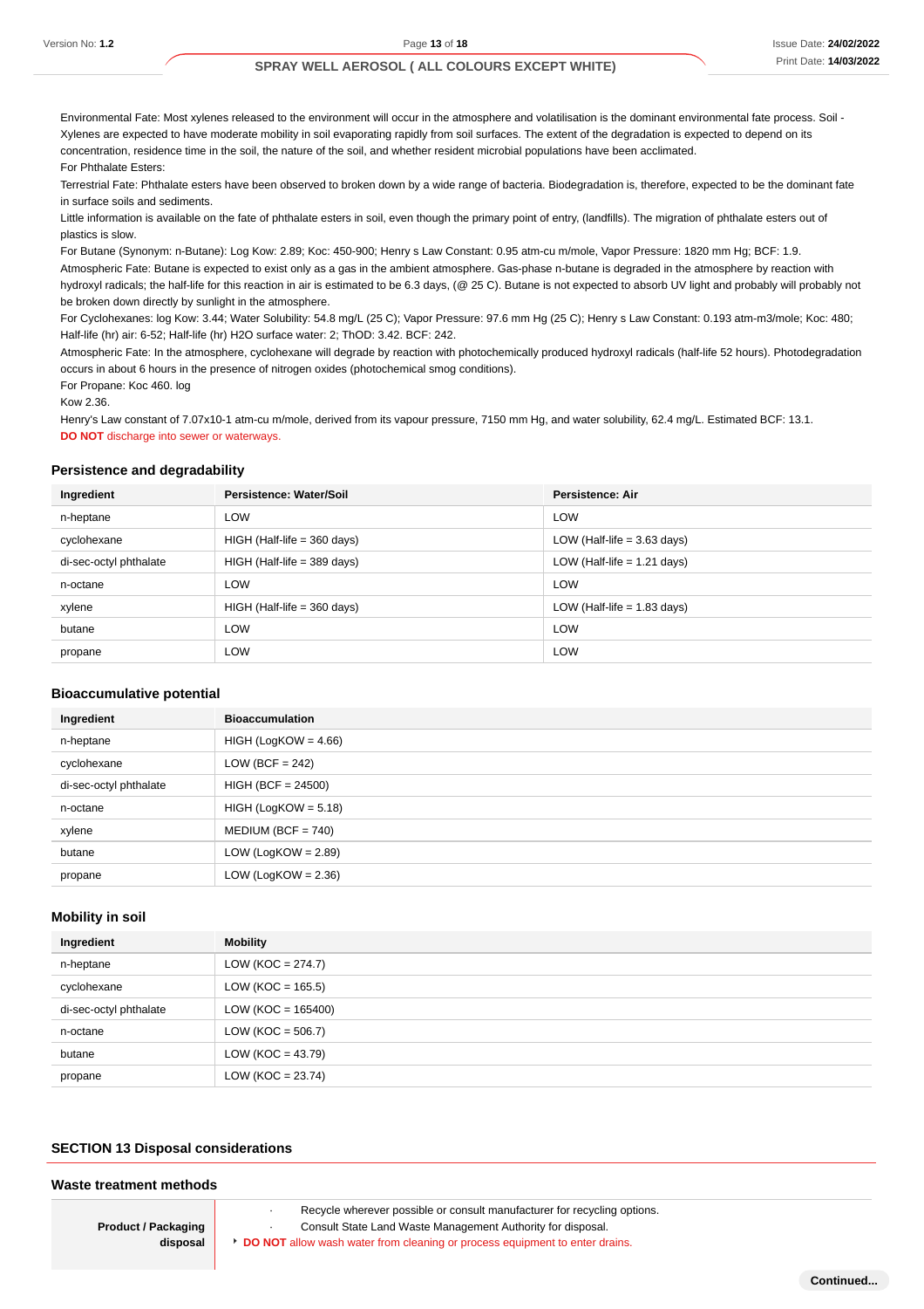Environmental Fate: Most xylenes released to the environment will occur in the atmosphere and volatilisation is the dominant environmental fate process. Soil - Xylenes are expected to have moderate mobility in soil evaporating rapidly from soil surfaces. The extent of the degradation is expected to depend on its concentration, residence time in the soil, the nature of the soil, and whether resident microbial populations have been acclimated.

For Phthalate Esters:

Terrestrial Fate: Phthalate esters have been observed to broken down by a wide range of bacteria. Biodegradation is, therefore, expected to be the dominant fate in surface soils and sediments.

Little information is available on the fate of phthalate esters in soil, even though the primary point of entry, (landfills). The migration of phthalate esters out of plastics is slow.

For Butane (Synonym: n-Butane): Log Kow: 2.89; Koc: 450-900; Henry s Law Constant: 0.95 atm-cu m/mole, Vapor Pressure: 1820 mm Hg; BCF: 1.9.

Atmospheric Fate: Butane is expected to exist only as a gas in the ambient atmosphere. Gas-phase n-butane is degraded in the atmosphere by reaction with hydroxyl radicals; the half-life for this reaction in air is estimated to be 6.3 days, (@ 25 C). Butane is not expected to absorb UV light and probably will probably not be broken down directly by sunlight in the atmosphere.

For Cyclohexanes: log Kow: 3.44; Water Solubility: 54.8 mg/L (25 C); Vapor Pressure: 97.6 mm Hg (25 C); Henry s Law Constant: 0.193 atm-m3/mole; Koc: 480; Half-life (hr) air: 6-52; Half-life (hr) H2O surface water: 2; ThOD: 3.42. BCF: 242.

Atmospheric Fate: In the atmosphere, cyclohexane will degrade by reaction with photochemically produced hydroxyl radicals (half-life 52 hours). Photodegradation occurs in about 6 hours in the presence of nitrogen oxides (photochemical smog conditions).

For Propane: Koc 460. log

Kow 2.36.

Henry's Law constant of 7.07x10-1 atm-cu m/mole, derived from its vapour pressure, 7150 mm Hg, and water solubility, 62.4 mg/L. Estimated BCF: 13.1.

**DO NOT** discharge into sewer or waterways.

### Persistence and degradability

| Ingredient | Persistence: Water/Soil | Persistence: Air |
|---|---|---|
| n-heptane | LOW | LOW |
| cyclohexane | HIGH (Half-life = 360 days) | LOW (Half-life = 3.63 days) |
| di-sec-octyl phthalate | HIGH (Half-life = 389 days) | LOW (Half-life = 1.21 days) |
| n-octane | LOW | LOW |
| xylene | HIGH (Half-life = 360 days) | LOW (Half-life = 1.83 days) |
| butane | LOW | LOW |
| propane | LOW | LOW |

### Bioaccumulative potential

| Ingredient | Bioaccumulation |
|---|---|
| n-heptane | HIGH (LogKOW = 4.66) |
| cyclohexane | LOW (BCF = 242) |
| di-sec-octyl phthalate | HIGH (BCF = 24500) |
| n-octane | HIGH (LogKOW = 5.18) |
| xylene | MEDIUM (BCF = 740) |
| butane | LOW (LogKOW = 2.89) |
| propane | LOW (LogKOW = 2.36) |

### Mobility in soil

| Ingredient | Mobility |
|---|---|
| n-heptane | LOW (KOC = 274.7) |
| cyclohexane | LOW (KOC = 165.5) |
| di-sec-octyl phthalate | LOW (KOC = 165400) |
| n-octane | LOW (KOC = 506.7) |
| butane | LOW (KOC = 43.79) |
| propane | LOW (KOC = 23.74) |

## SECTION 13 Disposal considerations

### Waste treatment methods

| | |
|---|---|
| **Product / Packaging disposal** | · Recycle wherever possible or consult manufacturer for recycling options.<br>· Consult State Land Waste Management Authority for disposal.<br>▸ **DO NOT** allow wash water from cleaning or process equipment to enter drains. |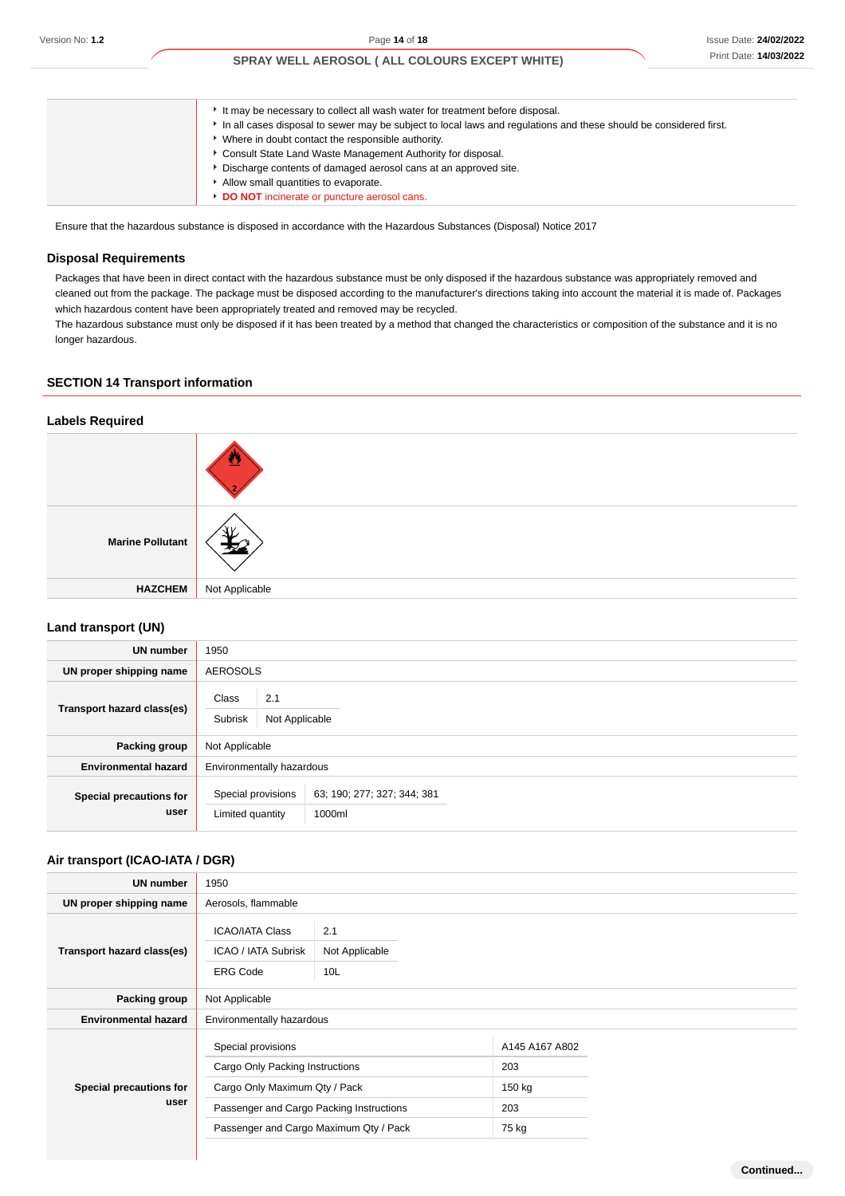| | |
|---|---|
| | - It may be necessary to collect all wash water for treatment before disposal.<br>- In all cases disposal to sewer may be subject to local laws and regulations and these should be considered first.<br>- Where in doubt contact the responsible authority.<br>- Consult State Land Waste Management Authority for disposal.<br>- Discharge contents of damaged aerosol cans at an approved site.<br>- Allow small quantities to evaporate.<br>- **DO NOT** incinerate or puncture aerosol cans. |

Ensure that the hazardous substance is disposed in accordance with the Hazardous Substances (Disposal) Notice 2017

### Disposal Requirements

Packages that have been in direct contact with the hazardous substance must be only disposed if the hazardous substance was appropriately removed and cleaned out from the package. The package must be disposed according to the manufacturer's directions taking into account the material it is made of. Packages which hazardous content have been appropriately treated and removed may be recycled.
The hazardous substance must only be disposed if it has been treated by a method that changed the characteristics or composition of the substance and it is no longer hazardous.

## SECTION 14 Transport information

### Labels Required

| | |
|---|---|
| | |
| **Marine Pollutant** | |
| **HAZCHEM** | Not Applicable |

### Land transport (UN)

| | |
|---|---|
| **UN number** | 1950 |
| **UN proper shipping name** | AEROSOLS |
| **Transport hazard class(es)** | Class: 2.1<br>Subrisk: Not Applicable |
| **Packing group** | Not Applicable |
| **Environmental hazard** | Environmentally hazardous |
| **Special precautions for user** | Special provisions: 63; 190; 277; 327; 344; 381<br>Limited quantity: 1000ml |

### Air transport (ICAO-IATA / DGR)

| | |
|---|---|
| **UN number** | 1950 |
| **UN proper shipping name** | Aerosols, flammable |
| **Transport hazard class(es)** | ICAO/IATA Class: 2.1<br>ICAO / IATA Subrisk: Not Applicable<br>ERG Code: 10L |
| **Packing group** | Not Applicable |
| **Environmental hazard** | Environmentally hazardous |
| **Special precautions for user** | Special provisions: A145 A167 A802<br>Cargo Only Packing Instructions: 203<br>Cargo Only Maximum Qty / Pack: 150 kg<br>Passenger and Cargo Packing Instructions: 203<br>Passenger and Cargo Maximum Qty / Pack: 75 kg |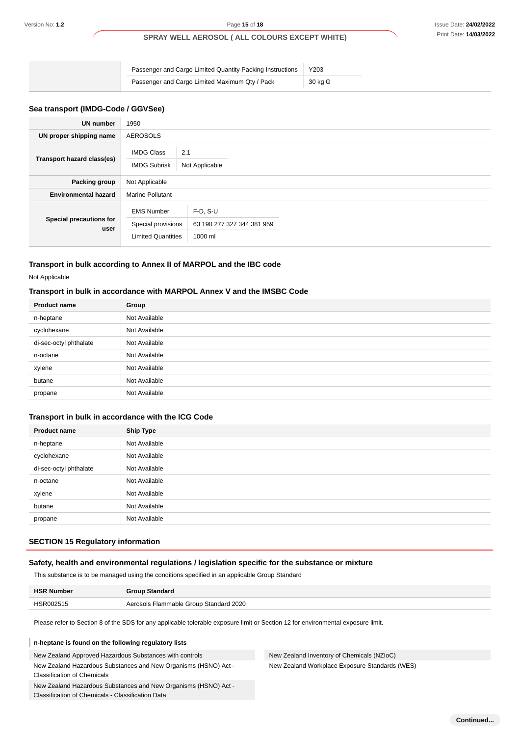| | | |
|---|---|---|
| | Passenger and Cargo Limited Quantity Packing Instructions | Y203 |
| | Passenger and Cargo Limited Maximum Qty / Pack | 30 kg G |

### Sea transport (IMDG-Code / GGVSee)

| | | |
|---|---|---|
| **UN number** | 1950 | |
| **UN proper shipping name** | AEROSOLS | |
| **Transport hazard class(es)** | IMDG Class | 2.1 |
| | IMDG Subrisk | Not Applicable |
| **Packing group** | Not Applicable | |
| **Environmental hazard** | Marine Pollutant | |
| **Special precautions for user** | EMS Number | F-D, S-U |
| | Special provisions | 63 190 277 327 344 381 959 |
| | Limited Quantities | 1000 ml |

### Transport in bulk according to Annex II of MARPOL and the IBC code

Not Applicable

### Transport in bulk in accordance with MARPOL Annex V and the IMSBC Code

| Product name | Group |
|---|---|
| n-heptane | Not Available |
| cyclohexane | Not Available |
| di-sec-octyl phthalate | Not Available |
| n-octane | Not Available |
| xylene | Not Available |
| butane | Not Available |
| propane | Not Available |

### Transport in bulk in accordance with the ICG Code

| Product name | Ship Type |
|---|---|
| n-heptane | Not Available |
| cyclohexane | Not Available |
| di-sec-octyl phthalate | Not Available |
| n-octane | Not Available |
| xylene | Not Available |
| butane | Not Available |
| propane | Not Available |

## SECTION 15 Regulatory information

### Safety, health and environmental regulations / legislation specific for the substance or mixture

This substance is to be managed using the conditions specified in an applicable Group Standard

| HSR Number | Group Standard |
|---|---|
| HSR002515 | Aerosols Flammable Group Standard 2020 |

Please refer to Section 8 of the SDS for any applicable tolerable exposure limit or Section 12 for environmental exposure limit.

**n-heptane is found on the following regulatory lists**

New Zealand Approved Hazardous Substances with controls

New Zealand Hazardous Substances and New Organisms (HSNO) Act - Classification of Chemicals

New Zealand Hazardous Substances and New Organisms (HSNO) Act - Classification of Chemicals - Classification Data

New Zealand Inventory of Chemicals (NZIoC)

New Zealand Workplace Exposure Standards (WES)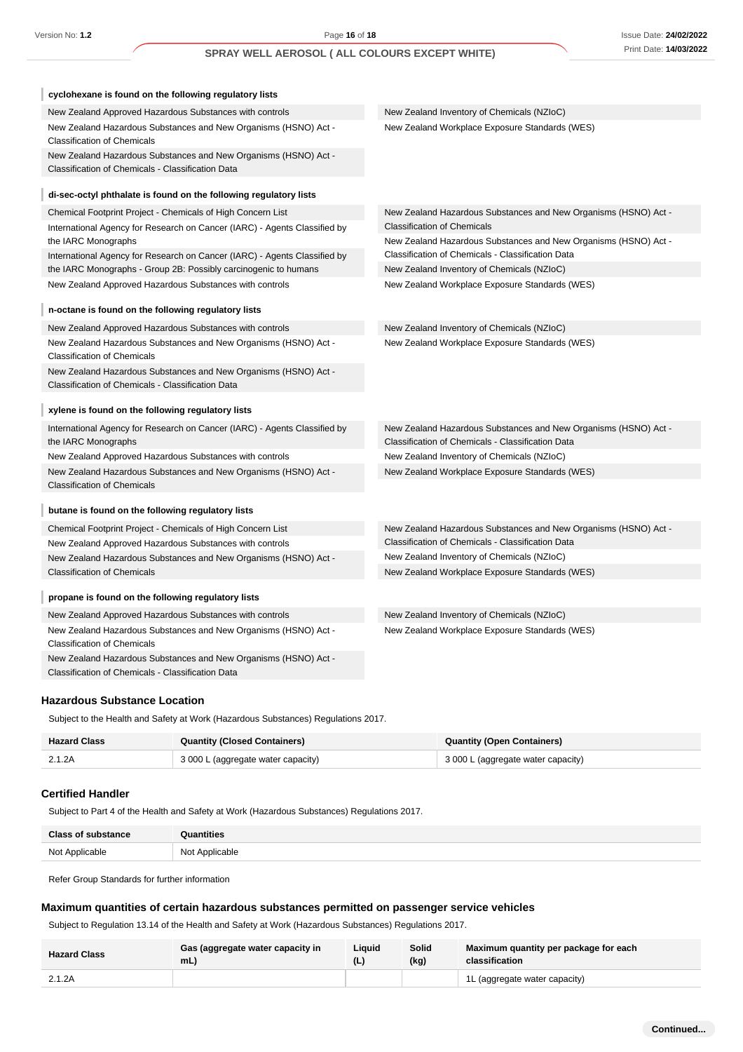**cyclohexane is found on the following regulatory lists**

| | |
|---|---|
| New Zealand Approved Hazardous Substances with controls | New Zealand Inventory of Chemicals (NZIoC) |
| New Zealand Hazardous Substances and New Organisms (HSNO) Act - Classification of Chemicals | New Zealand Workplace Exposure Standards (WES) |
| New Zealand Hazardous Substances and New Organisms (HSNO) Act - Classification of Chemicals - Classification Data | |

**di-sec-octyl phthalate is found on the following regulatory lists**

| | |
|---|---|
| Chemical Footprint Project - Chemicals of High Concern List | New Zealand Hazardous Substances and New Organisms (HSNO) Act - Classification of Chemicals |
| International Agency for Research on Cancer (IARC) - Agents Classified by the IARC Monographs | New Zealand Hazardous Substances and New Organisms (HSNO) Act - Classification of Chemicals - Classification Data |
| International Agency for Research on Cancer (IARC) - Agents Classified by the IARC Monographs - Group 2B: Possibly carcinogenic to humans | New Zealand Inventory of Chemicals (NZIoC) |
| New Zealand Approved Hazardous Substances with controls | New Zealand Workplace Exposure Standards (WES) |

**n-octane is found on the following regulatory lists**

| | |
|---|---|
| New Zealand Approved Hazardous Substances with controls | New Zealand Inventory of Chemicals (NZIoC) |
| New Zealand Hazardous Substances and New Organisms (HSNO) Act - Classification of Chemicals | New Zealand Workplace Exposure Standards (WES) |
| New Zealand Hazardous Substances and New Organisms (HSNO) Act - Classification of Chemicals - Classification Data | |

**xylene is found on the following regulatory lists**

| | |
|---|---|
| International Agency for Research on Cancer (IARC) - Agents Classified by the IARC Monographs | New Zealand Hazardous Substances and New Organisms (HSNO) Act - Classification of Chemicals - Classification Data |
| New Zealand Approved Hazardous Substances with controls | New Zealand Inventory of Chemicals (NZIoC) |
| New Zealand Hazardous Substances and New Organisms (HSNO) Act - Classification of Chemicals | New Zealand Workplace Exposure Standards (WES) |

**butane is found on the following regulatory lists**

| | |
|---|---|
| Chemical Footprint Project - Chemicals of High Concern List | New Zealand Hazardous Substances and New Organisms (HSNO) Act - Classification of Chemicals - Classification Data |
| New Zealand Approved Hazardous Substances with controls | New Zealand Inventory of Chemicals (NZIoC) |
| New Zealand Hazardous Substances and New Organisms (HSNO) Act - Classification of Chemicals | New Zealand Workplace Exposure Standards (WES) |

**propane is found on the following regulatory lists**

| | |
|---|---|
| New Zealand Approved Hazardous Substances with controls | New Zealand Inventory of Chemicals (NZIoC) |
| New Zealand Hazardous Substances and New Organisms (HSNO) Act - Classification of Chemicals | New Zealand Workplace Exposure Standards (WES) |
| New Zealand Hazardous Substances and New Organisms (HSNO) Act - Classification of Chemicals - Classification Data | |

### Hazardous Substance Location

Subject to the Health and Safety at Work (Hazardous Substances) Regulations 2017.

| Hazard Class | Quantity (Closed Containers) | Quantity (Open Containers) |
|---|---|---|
| 2.1.2A | 3 000 L (aggregate water capacity) | 3 000 L (aggregate water capacity) |

### Certified Handler

Subject to Part 4 of the Health and Safety at Work (Hazardous Substances) Regulations 2017.

| Class of substance | Quantities |
|---|---|
| Not Applicable | Not Applicable |

Refer Group Standards for further information

### Maximum quantities of certain hazardous substances permitted on passenger service vehicles

Subject to Regulation 13.14 of the Health and Safety at Work (Hazardous Substances) Regulations 2017.

| Hazard Class | Gas (aggregate water capacity in mL) | Liquid (L) | Solid (kg) | Maximum quantity per package for each classification |
|---|---|---|---|---|
| 2.1.2A | | | | 1L (aggregate water capacity) |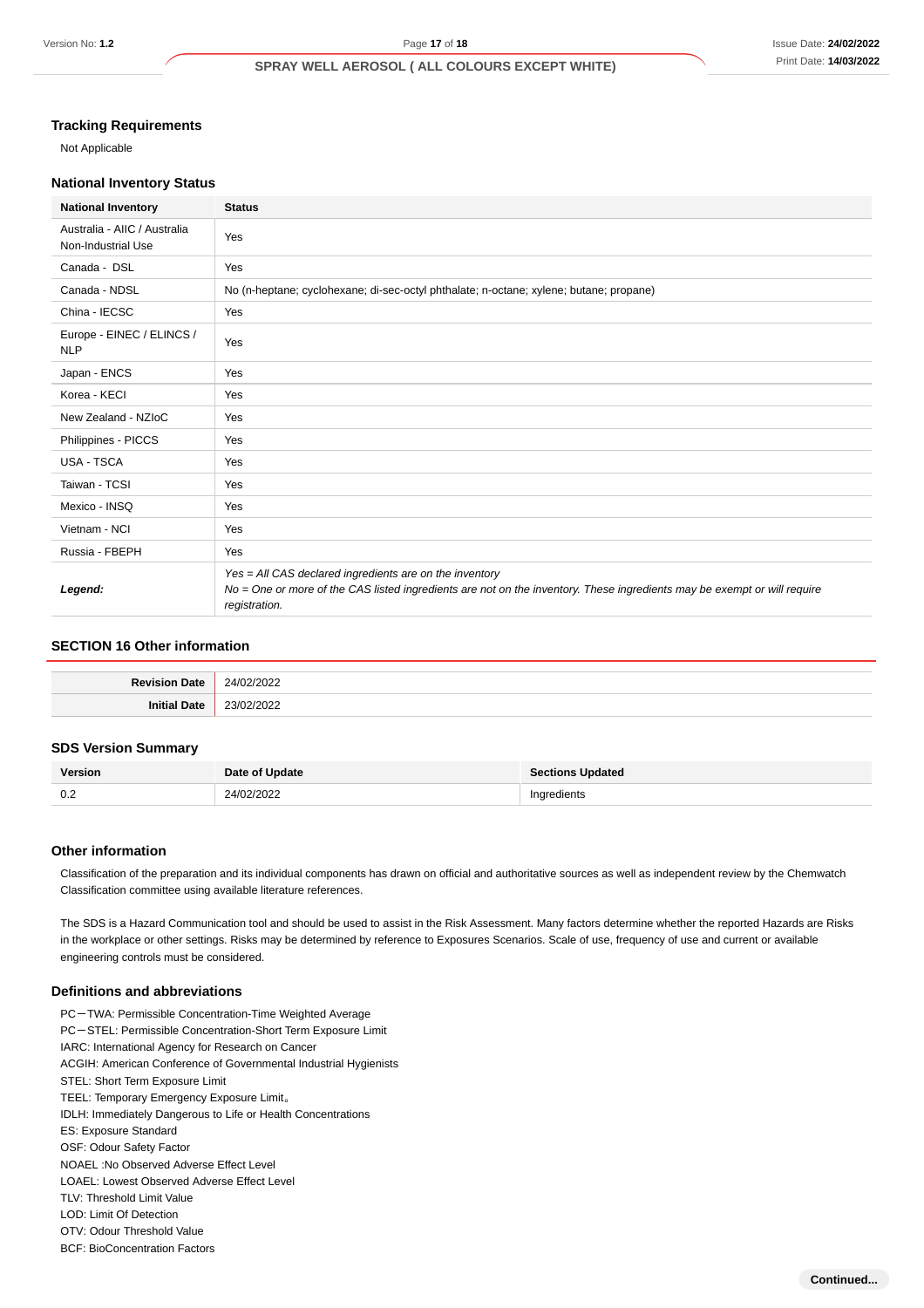### Tracking Requirements

Not Applicable

### National Inventory Status

| National Inventory | Status |
|---|---|
| Australia - AIIC / Australia Non-Industrial Use | Yes |
| Canada - DSL | Yes |
| Canada - NDSL | No (n-heptane; cyclohexane; di-sec-octyl phthalate; n-octane; xylene; butane; propane) |
| China - IECSC | Yes |
| Europe - EINEC / ELINCS / NLP | Yes |
| Japan - ENCS | Yes |
| Korea - KECI | Yes |
| New Zealand - NZIoC | Yes |
| Philippines - PICCS | Yes |
| USA - TSCA | Yes |
| Taiwan - TCSI | Yes |
| Mexico - INSQ | Yes |
| Vietnam - NCI | Yes |
| Russia - FBEPH | Yes |
| ***Legend:*** | *Yes = All CAS declared ingredients are on the inventory*<br>*No = One or more of the CAS listed ingredients are not on the inventory. These ingredients may be exempt or will require registration.* |

## SECTION 16 Other information

| | |
|---|---|
| **Revision Date** | 24/02/2022 |
| **Initial Date** | 23/02/2022 |

### SDS Version Summary

| Version | Date of Update | Sections Updated |
|---|---|---|
| 0.2 | 24/02/2022 | Ingredients |

### Other information

Classification of the preparation and its individual components has drawn on official and authoritative sources as well as independent review by the Chemwatch Classification committee using available literature references.

The SDS is a Hazard Communication tool and should be used to assist in the Risk Assessment. Many factors determine whether the reported Hazards are Risks in the workplace or other settings. Risks may be determined by reference to Exposures Scenarios. Scale of use, frequency of use and current or available engineering controls must be considered.

### Definitions and abbreviations

PC－TWA: Permissible Concentration-Time Weighted Average
PC－STEL: Permissible Concentration-Short Term Exposure Limit
IARC: International Agency for Research on Cancer
ACGIH: American Conference of Governmental Industrial Hygienists
STEL: Short Term Exposure Limit
TEEL: Temporary Emergency Exposure Limit。
IDLH: Immediately Dangerous to Life or Health Concentrations
ES: Exposure Standard
OSF: Odour Safety Factor
NOAEL :No Observed Adverse Effect Level
LOAEL: Lowest Observed Adverse Effect Level
TLV: Threshold Limit Value
LOD: Limit Of Detection
OTV: Odour Threshold Value
BCF: BioConcentration Factors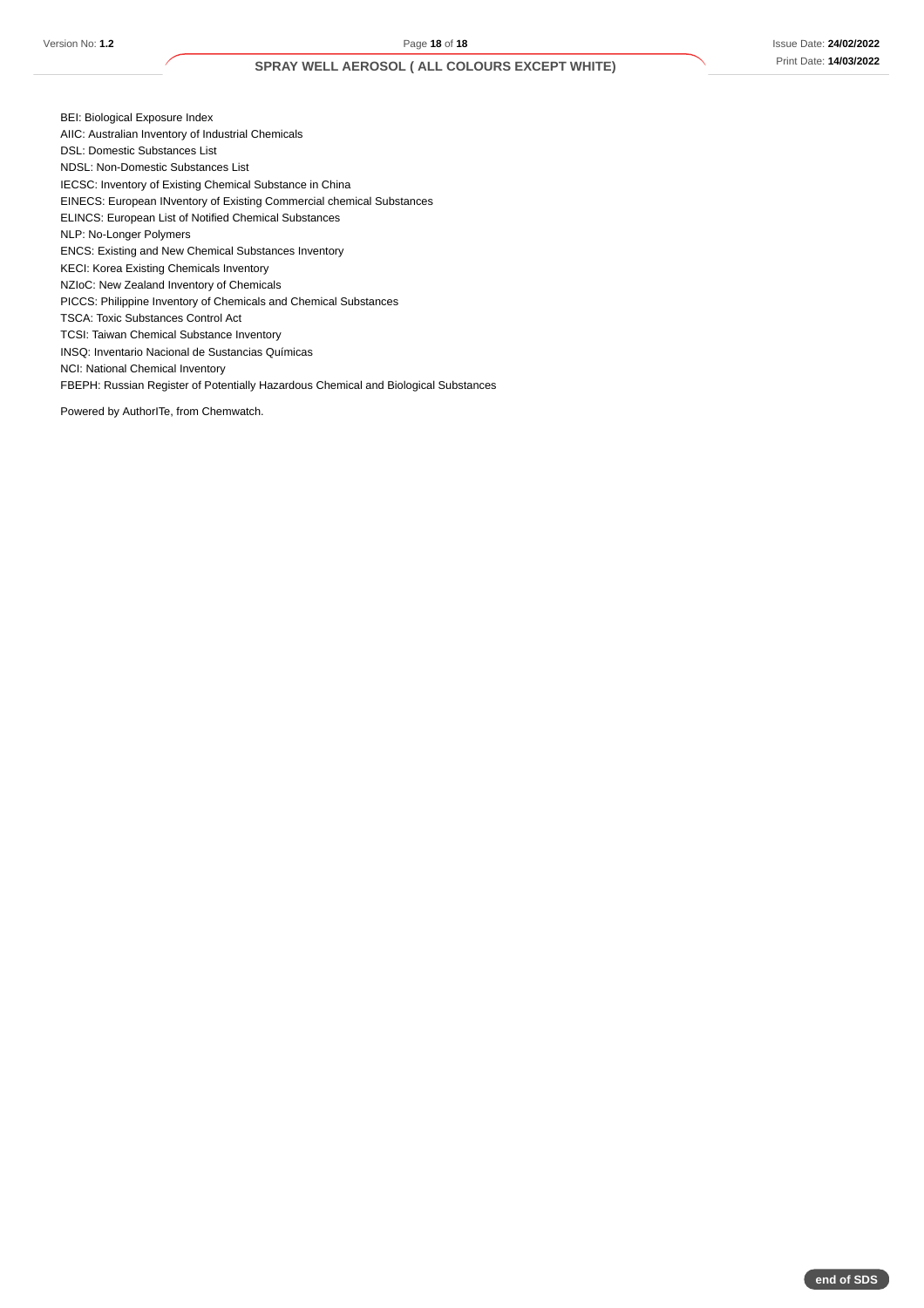BEI: Biological Exposure Index
AIIC: Australian Inventory of Industrial Chemicals
DSL: Domestic Substances List
NDSL: Non-Domestic Substances List
IECSC: Inventory of Existing Chemical Substance in China
EINECS: European INventory of Existing Commercial chemical Substances
ELINCS: European List of Notified Chemical Substances
NLP: No-Longer Polymers
ENCS: Existing and New Chemical Substances Inventory
KECI: Korea Existing Chemicals Inventory
NZIoC: New Zealand Inventory of Chemicals
PICCS: Philippine Inventory of Chemicals and Chemical Substances
TSCA: Toxic Substances Control Act
TCSI: Taiwan Chemical Substance Inventory
INSQ: Inventario Nacional de Sustancias Químicas
NCI: National Chemical Inventory
FBEPH: Russian Register of Potentially Hazardous Chemical and Biological Substances

Powered by AuthorITe, from Chemwatch.

**end of SDS**